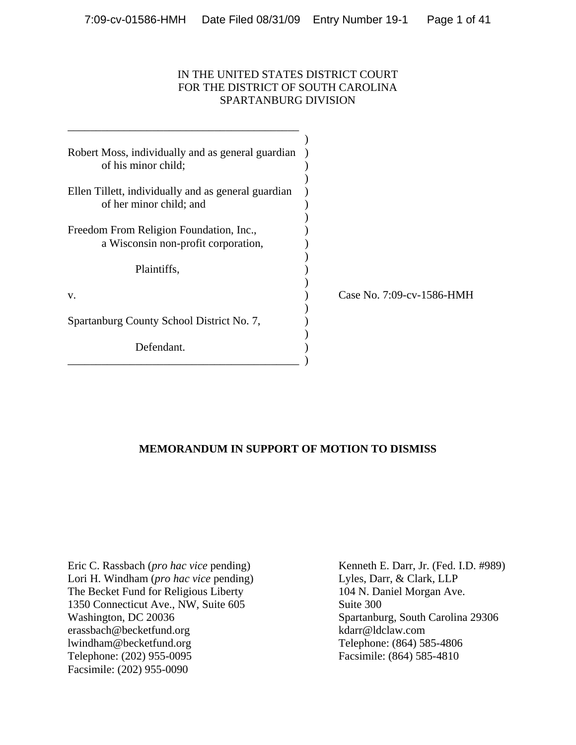IN THE UNITED STATES DISTRICT COURT
FOR THE DISTRICT OF SOUTH CAROLINA
SPARTANBURG DIVISION

Robert Moss, individually and as general guardian of his minor child;

Ellen Tillett, individually and as general guardian of her minor child; and

Freedom From Religion Foundation, Inc., a Wisconsin non-profit corporation,

Plaintiffs,

v.

Spartanburg County School District No. 7,

Defendant.

Case No. 7:09-cv-1586-HMH

**MEMORANDUM IN SUPPORT OF MOTION TO DISMISS**

Eric C. Rassbach (*pro hac vice* pending)
Lori H. Windham (*pro hac vice* pending)
The Becket Fund for Religious Liberty
1350 Connecticut Ave., NW, Suite 605
Washington, DC 20036
erassbach@becketfund.org
lwindham@becketfund.org
Telephone: (202) 955-0095
Facsimile: (202) 955-0090

Kenneth E. Darr, Jr. (Fed. I.D. #989)
Lyles, Darr, & Clark, LLP
104 N. Daniel Morgan Ave.
Suite 300
Spartanburg, South Carolina 29306
kdarr@ldclaw.com
Telephone: (864) 585-4806
Facsimile: (864) 585-4810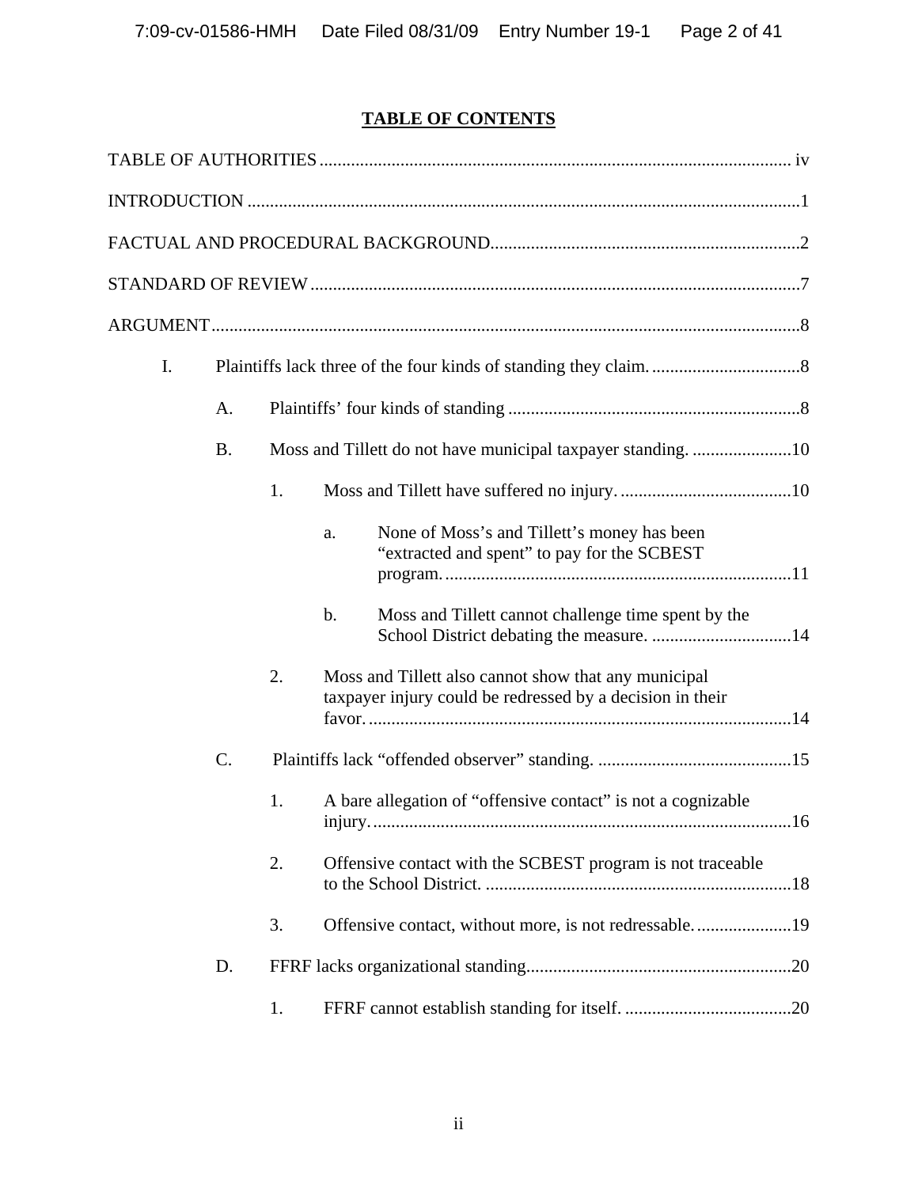## TABLE OF CONTENTS

TABLE OF AUTHORITIES .......... iv

INTRODUCTION .......... 1

FACTUAL AND PROCEDURAL BACKGROUND .......... 2

STANDARD OF REVIEW .......... 7

ARGUMENT .......... 8

- I. Plaintiffs lack three of the four kinds of standing they claim. .......... 8
  - A. Plaintiffs' four kinds of standing .......... 8
  - B. Moss and Tillett do not have municipal taxpayer standing. .......... 10
    - 1. Moss and Tillett have suffered no injury. .......... 10
      - a. None of Moss's and Tillett's money has been "extracted and spent" to pay for the SCBEST program. .......... 11
      - b. Moss and Tillett cannot challenge time spent by the School District debating the measure. .......... 14
    - 2. Moss and Tillett also cannot show that any municipal taxpayer injury could be redressed by a decision in their favor. .......... 14
  - C. Plaintiffs lack "offended observer" standing. .......... 15
    - 1. A bare allegation of "offensive contact" is not a cognizable injury. .......... 16
    - 2. Offensive contact with the SCBEST program is not traceable to the School District. .......... 18
    - 3. Offensive contact, without more, is not redressable. .......... 19
  - D. FFRF lacks organizational standing. .......... 20
    - 1. FFRF cannot establish standing for itself. .......... 20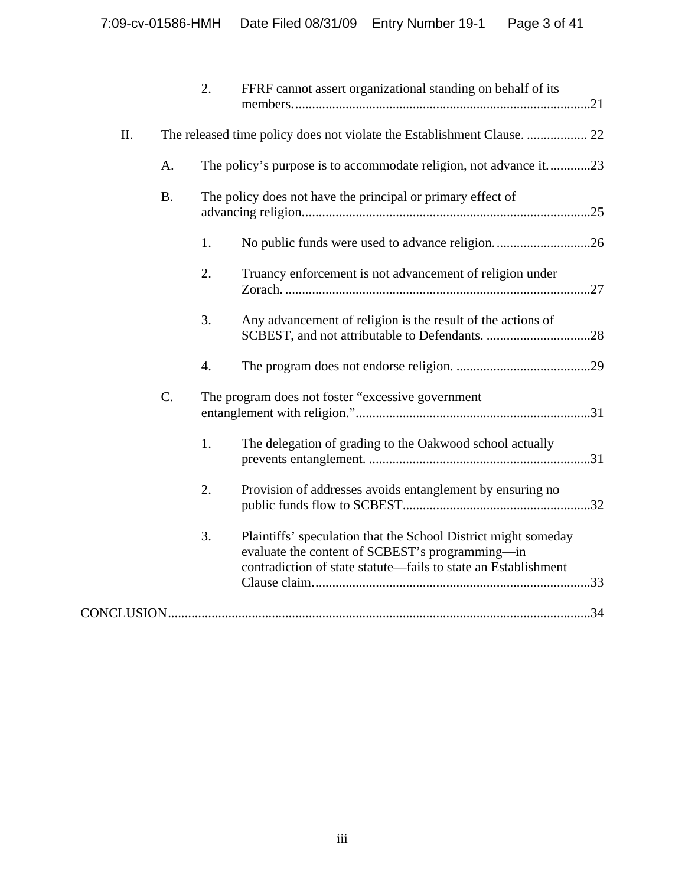2. FFRF cannot assert organizational standing on behalf of its members. ......................................................................................... 21

II. The released time policy does not violate the Establishment Clause. .................. 22

A. The policy's purpose is to accommodate religion, not advance it. ............ 23

B. The policy does not have the principal or primary effect of advancing religion. ..................................................................................... 25

1. No public funds were used to advance religion. ............................ 26

2. Truancy enforcement is not advancement of religion under Zorach. ........................................................................................... 27

3. Any advancement of religion is the result of the actions of SCBEST, and not attributable to Defendants. ............................... 28

4. The program does not endorse religion. ........................................ 29

C. The program does not foster "excessive government entanglement with religion." ...................................................................... 31

1. The delegation of grading to the Oakwood school actually prevents entanglement. .................................................................. 31

2. Provision of addresses avoids entanglement by ensuring no public funds flow to SCBEST. ........................................................ 32

3. Plaintiffs' speculation that the School District might someday evaluate the content of SCBEST's programming—in contradiction of state statute—fails to state an Establishment Clause claim. .................................................................................. 33

CONCLUSION ............................................................................................................................ 34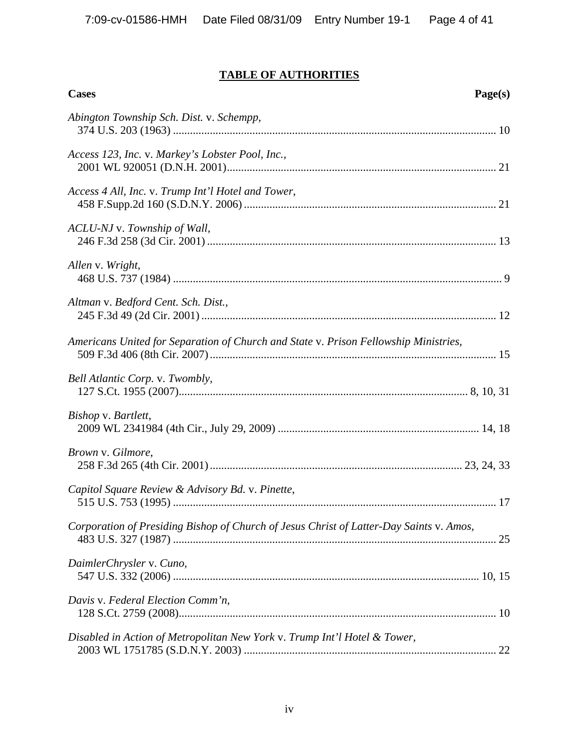## TABLE OF AUTHORITIES

| Cases | Page(s) |
|---|---|
| *Abington Township Sch. Dist.* v. *Schempp*, 374 U.S. 203 (1963) | 10 |
| *Access 123, Inc.* v. *Markey's Lobster Pool, Inc.*, 2001 WL 920051 (D.N.H. 2001) | 21 |
| *Access 4 All, Inc.* v. *Trump Int'l Hotel and Tower*, 458 F.Supp.2d 160 (S.D.N.Y. 2006) | 21 |
| *ACLU-NJ* v. *Township of Wall*, 246 F.3d 258 (3d Cir. 2001) | 13 |
| *Allen* v. *Wright*, 468 U.S. 737 (1984) | 9 |
| *Altman* v. *Bedford Cent. Sch. Dist.*, 245 F.3d 49 (2d Cir. 2001) | 12 |
| *Americans United for Separation of Church and State* v. *Prison Fellowship Ministries*, 509 F.3d 406 (8th Cir. 2007) | 15 |
| *Bell Atlantic Corp.* v. *Twombly*, 127 S.Ct. 1955 (2007) | 8, 10, 31 |
| *Bishop* v. *Bartlett*, 2009 WL 2341984 (4th Cir., July 29, 2009) | 14, 18 |
| *Brown* v. *Gilmore*, 258 F.3d 265 (4th Cir. 2001) | 23, 24, 33 |
| *Capitol Square Review & Advisory Bd.* v. *Pinette*, 515 U.S. 753 (1995) | 17 |
| *Corporation of Presiding Bishop of Church of Jesus Christ of Latter-Day Saints* v. *Amos*, 483 U.S. 327 (1987) | 25 |
| *DaimlerChrysler* v. *Cuno*, 547 U.S. 332 (2006) | 10, 15 |
| *Davis* v. *Federal Election Comm'n*, 128 S.Ct. 2759 (2008) | 10 |
| *Disabled in Action of Metropolitan New York* v. *Trump Int'l Hotel & Tower*, 2003 WL 1751785 (S.D.N.Y. 2003) | 22 |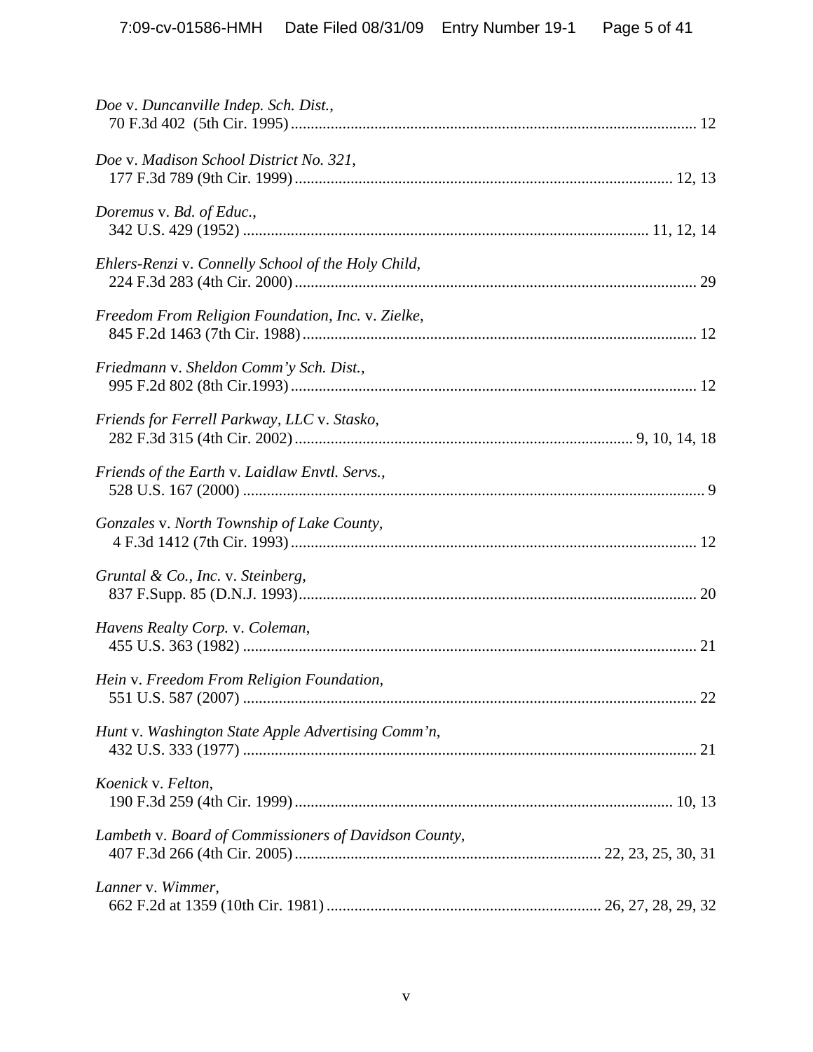*Doe* v. *Duncanville Indep. Sch. Dist.*,
70 F.3d 402 (5th Cir. 1995) ........................................................................................................ 12

*Doe* v. *Madison School District No. 321*,
177 F.3d 789 (9th Cir. 1999) ................................................................................................ 12, 13

*Doremus* v. *Bd. of Educ.*,
342 U.S. 429 (1952) ........................................................................................................ 11, 12, 14

*Ehlers-Renzi* v. *Connelly School of the Holy Child*,
224 F.3d 283 (4th Cir. 2000) ........................................................................................................ 29

*Freedom From Religion Foundation, Inc.* v. *Zielke*,
845 F.2d 1463 (7th Cir. 1988) ...................................................................................................... 12

*Friedmann* v. *Sheldon Comm'y Sch. Dist.*,
995 F.2d 802 (8th Cir.1993) ........................................................................................................ 12

*Friends for Ferrell Parkway, LLC* v. *Stasko*,
282 F.3d 315 (4th Cir. 2002) ........................................................................................ 9, 10, 14, 18

*Friends of the Earth* v. *Laidlaw Envtl. Servs.*,
528 U.S. 167 (2000) ........................................................................................................................ 9

*Gonzales* v. *North Township of Lake County*,
4 F.3d 1412 (7th Cir. 1993) ........................................................................................................ 12

*Gruntal & Co., Inc.* v. *Steinberg*,
837 F.Supp. 85 (D.N.J. 1993) ...................................................................................................... 20

*Havens Realty Corp.* v. *Coleman*,
455 U.S. 363 (1982) ...................................................................................................................... 21

*Hein* v. *Freedom From Religion Foundation*,
551 U.S. 587 (2007) ...................................................................................................................... 22

*Hunt* v. *Washington State Apple Advertising Comm'n*,
432 U.S. 333 (1977) ...................................................................................................................... 21

*Koenick* v. *Felton*,
190 F.3d 259 (4th Cir. 1999) .................................................................................................. 10, 13

*Lambeth* v. *Board of Commissioners of Davidson County*,
407 F.3d 266 (4th Cir. 2005) ................................................................................ 22, 23, 25, 30, 31

*Lanner* v. *Wimmer*,
662 F.2d at 1359 (10th Cir. 1981) ........................................................................ 26, 27, 28, 29, 32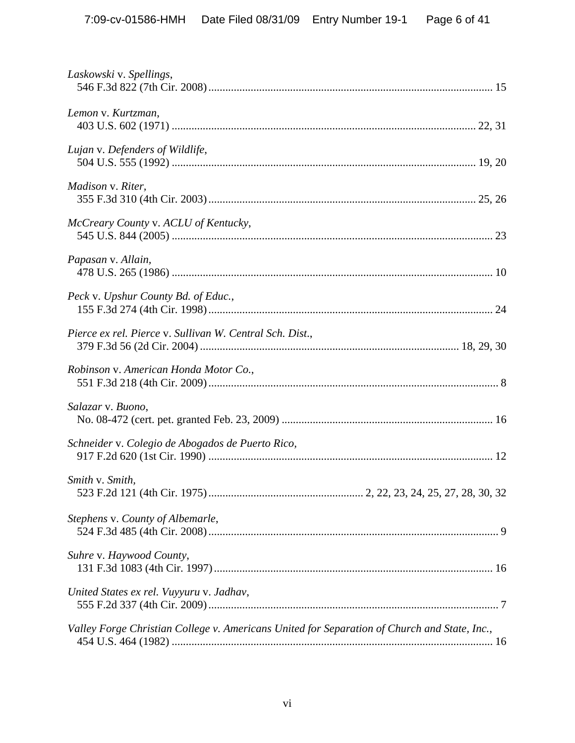*Laskowski* v. *Spellings*,
546 F.3d 822 (7th Cir. 2008) .......................................................................................................... 15

*Lemon* v. *Kurtzman*,
403 U.S. 602 (1971) .............................................................................................................. 22, 31

*Lujan* v. *Defenders of Wildlife*,
504 U.S. 555 (1992) .............................................................................................................. 19, 20

*Madison* v. *Riter*,
355 F.3d 310 (4th Cir. 2003) ................................................................................................ 25, 26

*McCreary County* v. *ACLU of Kentucky*,
545 U.S. 844 (2005) ..................................................................................................................... 23

*Papasan* v. *Allain*,
478 U.S. 265 (1986) ..................................................................................................................... 10

*Peck* v. *Upshur County Bd. of Educ.*,
155 F.3d 274 (4th Cir. 1998) ........................................................................................................ 24

*Pierce ex rel. Pierce* v. *Sullivan W. Central Sch. Dist.*,
379 F.3d 56 (2d Cir. 2004) ................................................................................................ 18, 29, 30

*Robinson* v. *American Honda Motor Co.*,
551 F.3d 218 (4th Cir. 2009) .......................................................................................................... 8

*Salazar* v. *Buono*,
No. 08-472 (cert. pet. granted Feb. 23, 2009) .............................................................................. 16

*Schneider* v. *Colegio de Abogados de Puerto Rico*,
917 F.2d 620 (1st Cir. 1990) ......................................................................................................... 12

*Smith* v. *Smith*,
523 F.2d 121 (4th Cir. 1975) ....................................................... 2, 22, 23, 24, 25, 27, 28, 30, 32

*Stephens* v. *County of Albemarle*,
524 F.3d 485 (4th Cir. 2008) .......................................................................................................... 9

*Suhre* v. *Haywood County*,
131 F.3d 1083 (4th Cir. 1997) ...................................................................................................... 16

*United States ex rel. Vuyyuru* v. *Jadhav*,
555 F.2d 337 (4th Cir. 2009) .......................................................................................................... 7

*Valley Forge Christian College v. Americans United for Separation of Church and State, Inc.*,
454 U.S. 464 (1982) ..................................................................................................................... 16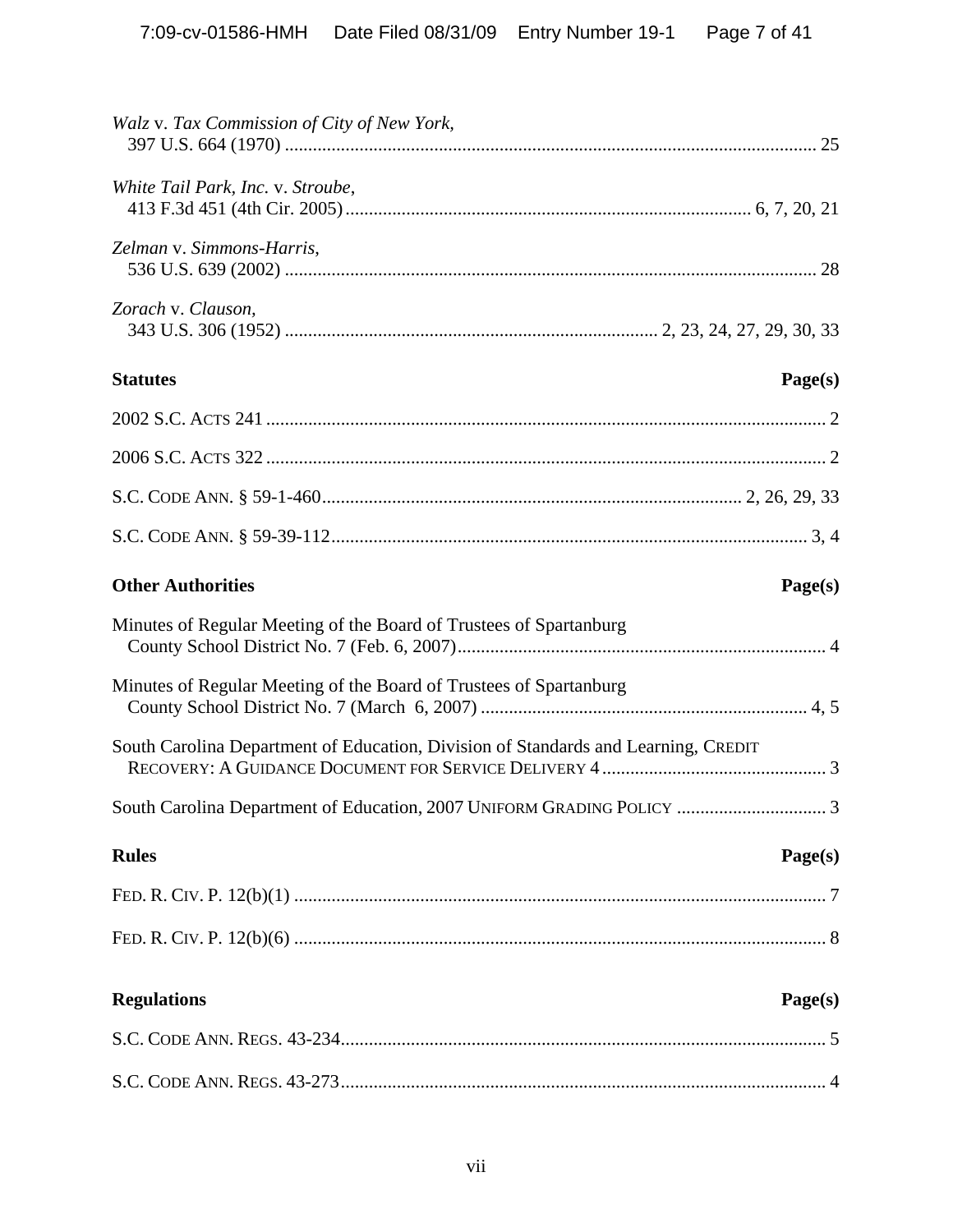*Walz* v. *Tax Commission of City of New York*,
397 U.S. 664 (1970) ... 25

*White Tail Park, Inc.* v. *Stroube*,
413 F.3d 451 (4th Cir. 2005) ... 6, 7, 20, 21

*Zelman* v. *Simmons-Harris*,
536 U.S. 639 (2002) ... 28

*Zorach* v. *Clauson*,
343 U.S. 306 (1952) ... 2, 23, 24, 27, 29, 30, 33

**Statutes** **Page(s)**

2002 S.C. ACTS 241 ... 2

2006 S.C. ACTS 322 ... 2

S.C. CODE ANN. § 59-1-460 ... 2, 26, 29, 33

S.C. CODE ANN. § 59-39-112 ... 3, 4

**Other Authorities** **Page(s)**

Minutes of Regular Meeting of the Board of Trustees of Spartanburg County School District No. 7 (Feb. 6, 2007) ... 4

Minutes of Regular Meeting of the Board of Trustees of Spartanburg County School District No. 7 (March 6, 2007) ... 4, 5

South Carolina Department of Education, Division of Standards and Learning, CREDIT RECOVERY: A GUIDANCE DOCUMENT FOR SERVICE DELIVERY 4 ... 3

South Carolina Department of Education, 2007 UNIFORM GRADING POLICY ... 3

**Rules** **Page(s)**

FED. R. CIV. P. 12(b)(1) ... 7

FED. R. CIV. P. 12(b)(6) ... 8

**Regulations** **Page(s)**

S.C. CODE ANN. REGS. 43-234 ... 5

S.C. CODE ANN. REGS. 43-273 ... 4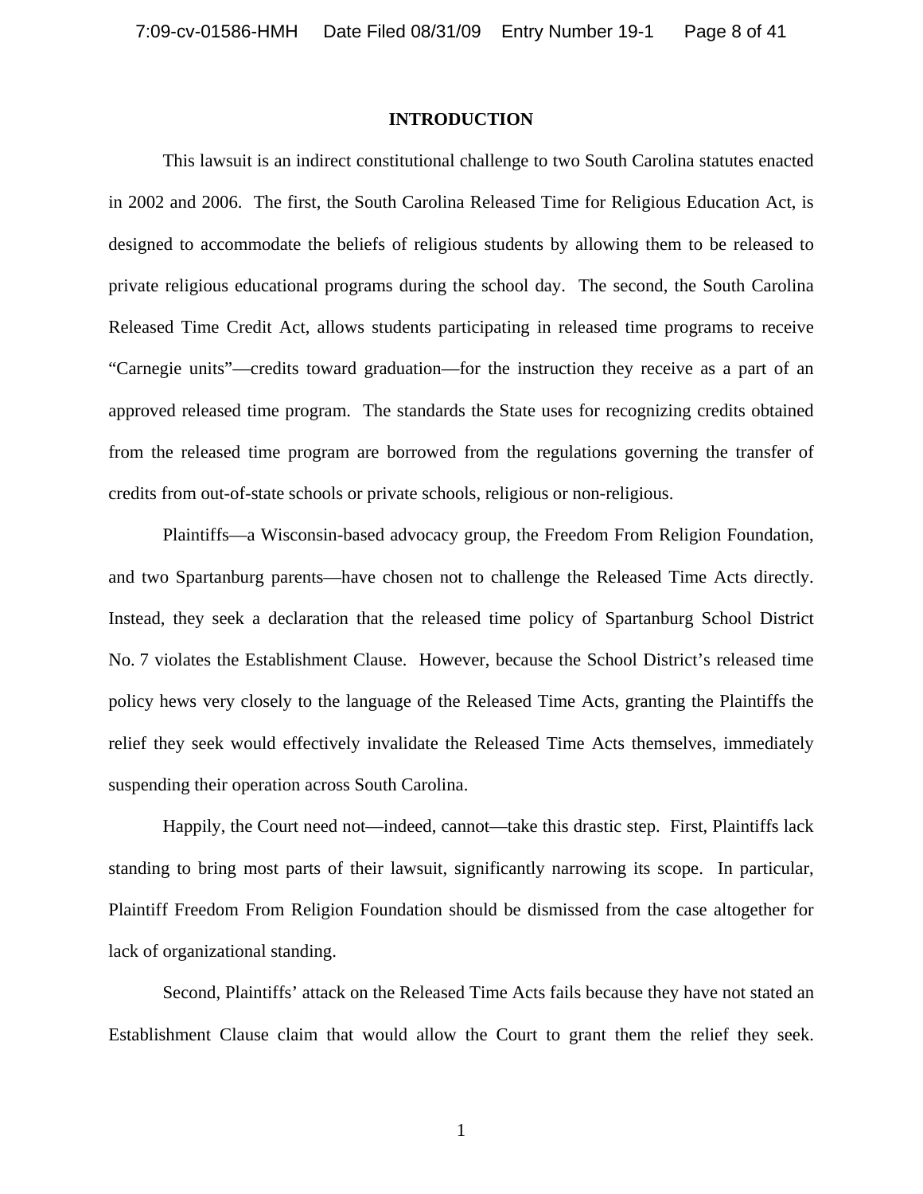# INTRODUCTION

This lawsuit is an indirect constitutional challenge to two South Carolina statutes enacted in 2002 and 2006. The first, the South Carolina Released Time for Religious Education Act, is designed to accommodate the beliefs of religious students by allowing them to be released to private religious educational programs during the school day. The second, the South Carolina Released Time Credit Act, allows students participating in released time programs to receive "Carnegie units"—credits toward graduation—for the instruction they receive as a part of an approved released time program. The standards the State uses for recognizing credits obtained from the released time program are borrowed from the regulations governing the transfer of credits from out-of-state schools or private schools, religious or non-religious.

Plaintiffs—a Wisconsin-based advocacy group, the Freedom From Religion Foundation, and two Spartanburg parents—have chosen not to challenge the Released Time Acts directly. Instead, they seek a declaration that the released time policy of Spartanburg School District No. 7 violates the Establishment Clause. However, because the School District's released time policy hews very closely to the language of the Released Time Acts, granting the Plaintiffs the relief they seek would effectively invalidate the Released Time Acts themselves, immediately suspending their operation across South Carolina.

Happily, the Court need not—indeed, cannot—take this drastic step. First, Plaintiffs lack standing to bring most parts of their lawsuit, significantly narrowing its scope. In particular, Plaintiff Freedom From Religion Foundation should be dismissed from the case altogether for lack of organizational standing.

Second, Plaintiffs' attack on the Released Time Acts fails because they have not stated an Establishment Clause claim that would allow the Court to grant them the relief they seek.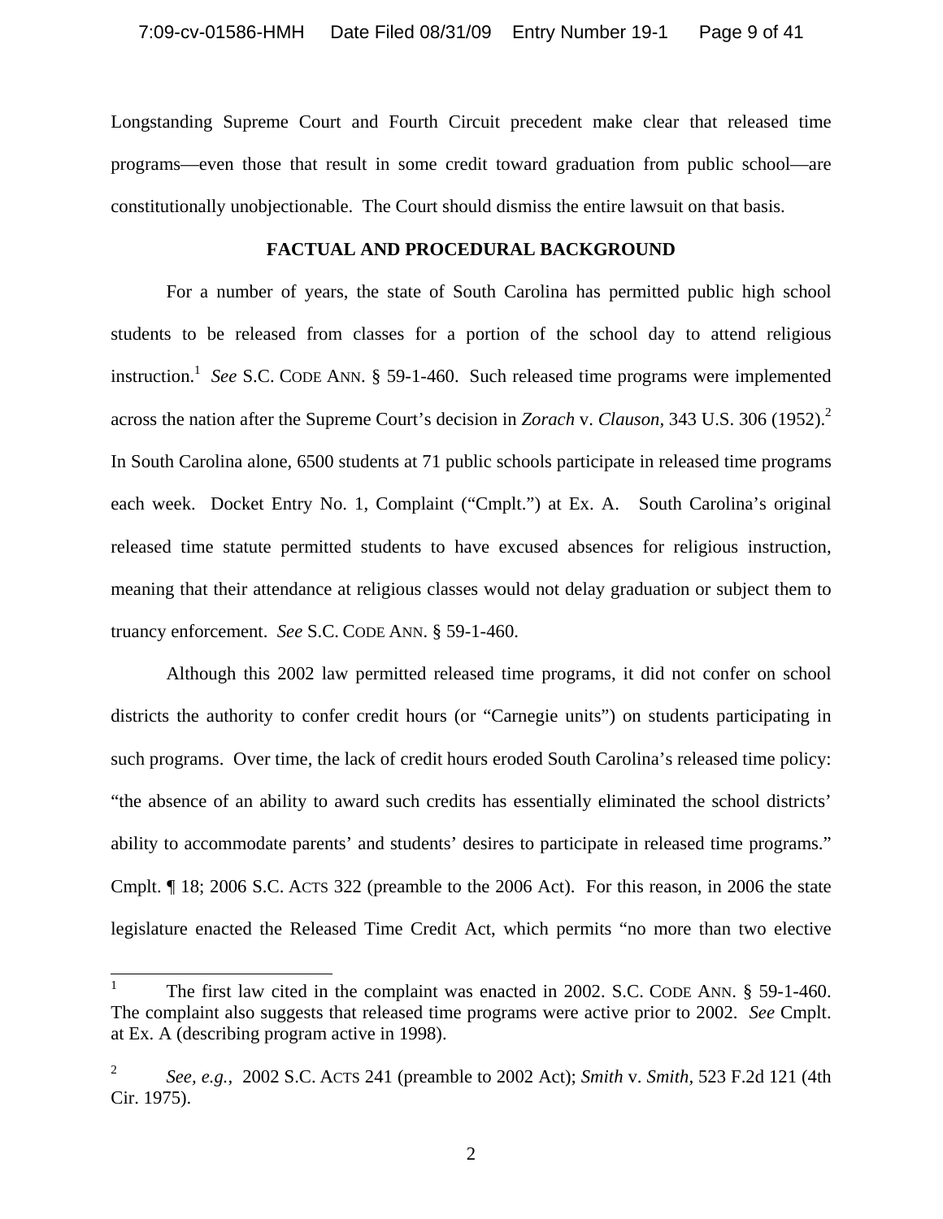Longstanding Supreme Court and Fourth Circuit precedent make clear that released time programs—even those that result in some credit toward graduation from public school—are constitutionally unobjectionable. The Court should dismiss the entire lawsuit on that basis.

## FACTUAL AND PROCEDURAL BACKGROUND

For a number of years, the state of South Carolina has permitted public high school students to be released from classes for a portion of the school day to attend religious instruction.[1] *See* S.C. CODE ANN. § 59-1-460. Such released time programs were implemented across the nation after the Supreme Court's decision in *Zorach* v. *Clauson*, 343 U.S. 306 (1952).[2] In South Carolina alone, 6500 students at 71 public schools participate in released time programs each week. Docket Entry No. 1, Complaint ("Cmplt.") at Ex. A. South Carolina's original released time statute permitted students to have excused absences for religious instruction, meaning that their attendance at religious classes would not delay graduation or subject them to truancy enforcement. *See* S.C. CODE ANN. § 59-1-460.

Although this 2002 law permitted released time programs, it did not confer on school districts the authority to confer credit hours (or "Carnegie units") on students participating in such programs. Over time, the lack of credit hours eroded South Carolina's released time policy: "the absence of an ability to award such credits has essentially eliminated the school districts' ability to accommodate parents' and students' desires to participate in released time programs." Cmplt. ¶ 18; 2006 S.C. ACTS 322 (preamble to the 2006 Act). For this reason, in 2006 the state legislature enacted the Released Time Credit Act, which permits "no more than two elective

---

[1] The first law cited in the complaint was enacted in 2002. S.C. CODE ANN. § 59-1-460. The complaint also suggests that released time programs were active prior to 2002. *See* Cmplt. at Ex. A (describing program active in 1998).

[2] *See, e.g.,* 2002 S.C. ACTS 241 (preamble to 2002 Act); *Smith* v. *Smith*, 523 F.2d 121 (4th Cir. 1975).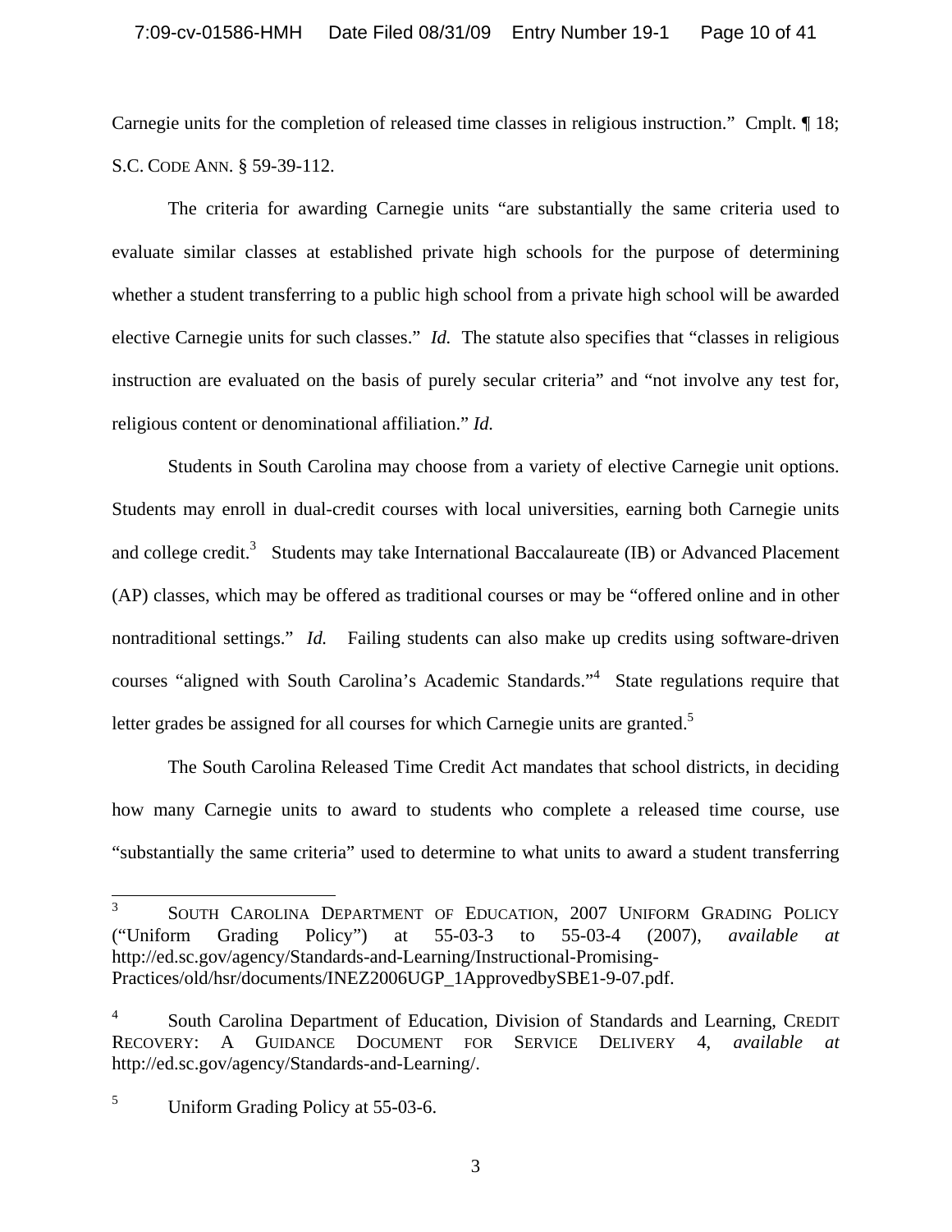Carnegie units for the completion of released time classes in religious instruction." Cmplt. ¶ 18; S.C. CODE ANN. § 59-39-112.

The criteria for awarding Carnegie units "are substantially the same criteria used to evaluate similar classes at established private high schools for the purpose of determining whether a student transferring to a public high school from a private high school will be awarded elective Carnegie units for such classes." *Id.* The statute also specifies that "classes in religious instruction are evaluated on the basis of purely secular criteria" and "not involve any test for, religious content or denominational affiliation." *Id.*

Students in South Carolina may choose from a variety of elective Carnegie unit options. Students may enroll in dual-credit courses with local universities, earning both Carnegie units and college credit.[3] Students may take International Baccalaureate (IB) or Advanced Placement (AP) classes, which may be offered as traditional courses or may be "offered online and in other nontraditional settings." *Id.* Failing students can also make up credits using software-driven courses "aligned with South Carolina's Academic Standards."[4] State regulations require that letter grades be assigned for all courses for which Carnegie units are granted.[5]

The South Carolina Released Time Credit Act mandates that school districts, in deciding how many Carnegie units to award to students who complete a released time course, use "substantially the same criteria" used to determine to what units to award a student transferring

---

[3] SOUTH CAROLINA DEPARTMENT OF EDUCATION, 2007 UNIFORM GRADING POLICY ("Uniform Grading Policy") at 55-03-3 to 55-03-4 (2007), *available at* http://ed.sc.gov/agency/Standards-and-Learning/Instructional-Promising-Practices/old/hsr/documents/INEZ2006UGP_1ApprovedbySBE1-9-07.pdf.

[4] South Carolina Department of Education, Division of Standards and Learning, CREDIT RECOVERY: A GUIDANCE DOCUMENT FOR SERVICE DELIVERY 4, *available at* http://ed.sc.gov/agency/Standards-and-Learning/.

[5] Uniform Grading Policy at 55-03-6.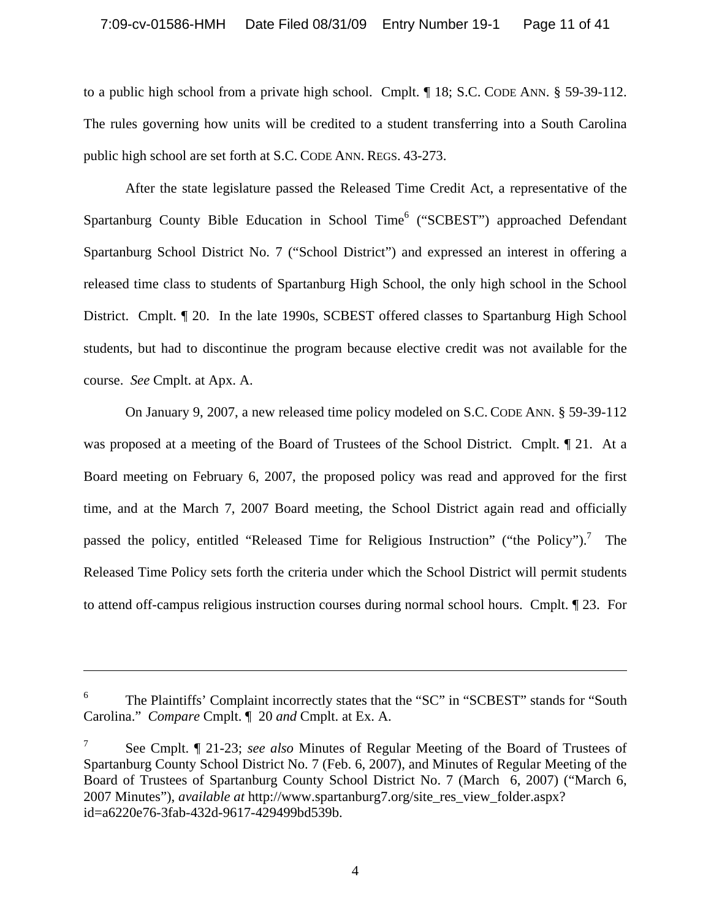to a public high school from a private high school. Cmplt. ¶ 18; S.C. CODE ANN. § 59-39-112. The rules governing how units will be credited to a student transferring into a South Carolina public high school are set forth at S.C. CODE ANN. REGS. 43-273.

After the state legislature passed the Released Time Credit Act, a representative of the Spartanburg County Bible Education in School Time[6] ("SCBEST") approached Defendant Spartanburg School District No. 7 ("School District") and expressed an interest in offering a released time class to students of Spartanburg High School, the only high school in the School District. Cmplt. ¶ 20. In the late 1990s, SCBEST offered classes to Spartanburg High School students, but had to discontinue the program because elective credit was not available for the course. *See* Cmplt. at Apx. A.

On January 9, 2007, a new released time policy modeled on S.C. CODE ANN. § 59-39-112 was proposed at a meeting of the Board of Trustees of the School District. Cmplt. ¶ 21. At a Board meeting on February 6, 2007, the proposed policy was read and approved for the first time, and at the March 7, 2007 Board meeting, the School District again read and officially passed the policy, entitled "Released Time for Religious Instruction" ("the Policy").[7] The Released Time Policy sets forth the criteria under which the School District will permit students to attend off-campus religious instruction courses during normal school hours. Cmplt. ¶ 23. For

---

[6] The Plaintiffs' Complaint incorrectly states that the "SC" in "SCBEST" stands for "South Carolina." *Compare* Cmplt. ¶ 20 *and* Cmplt. at Ex. A.

[7] See Cmplt. ¶ 21-23; *see also* Minutes of Regular Meeting of the Board of Trustees of Spartanburg County School District No. 7 (Feb. 6, 2007), and Minutes of Regular Meeting of the Board of Trustees of Spartanburg County School District No. 7 (March 6, 2007) ("March 6, 2007 Minutes"), *available at* http://www.spartanburg7.org/site_res_view_folder.aspx?id=a6220e76-3fab-432d-9617-429499bd539b.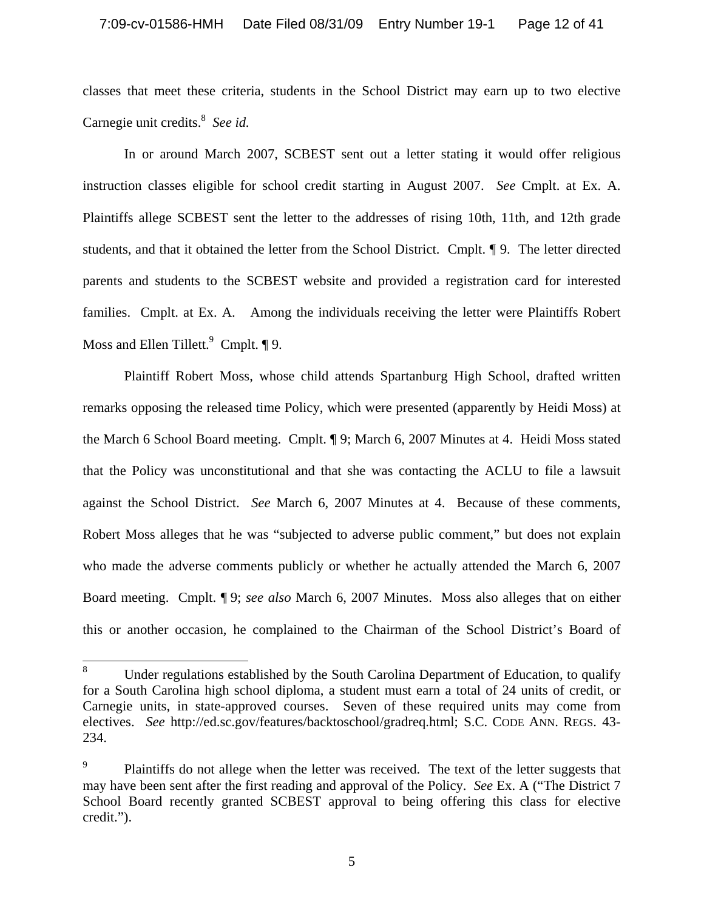classes that meet these criteria, students in the School District may earn up to two elective Carnegie unit credits.[8] *See id.*

In or around March 2007, SCBEST sent out a letter stating it would offer religious instruction classes eligible for school credit starting in August 2007. *See* Cmplt. at Ex. A. Plaintiffs allege SCBEST sent the letter to the addresses of rising 10th, 11th, and 12th grade students, and that it obtained the letter from the School District. Cmplt. ¶ 9. The letter directed parents and students to the SCBEST website and provided a registration card for interested families. Cmplt. at Ex. A. Among the individuals receiving the letter were Plaintiffs Robert Moss and Ellen Tillett.[9] Cmplt. ¶ 9.

Plaintiff Robert Moss, whose child attends Spartanburg High School, drafted written remarks opposing the released time Policy, which were presented (apparently by Heidi Moss) at the March 6 School Board meeting. Cmplt. ¶ 9; March 6, 2007 Minutes at 4. Heidi Moss stated that the Policy was unconstitutional and that she was contacting the ACLU to file a lawsuit against the School District. *See* March 6, 2007 Minutes at 4. Because of these comments, Robert Moss alleges that he was "subjected to adverse public comment," but does not explain who made the adverse comments publicly or whether he actually attended the March 6, 2007 Board meeting. Cmplt. ¶ 9; *see also* March 6, 2007 Minutes. Moss also alleges that on either this or another occasion, he complained to the Chairman of the School District's Board of

---

[8] Under regulations established by the South Carolina Department of Education, to qualify for a South Carolina high school diploma, a student must earn a total of 24 units of credit, or Carnegie units, in state-approved courses. Seven of these required units may come from electives. *See* http://ed.sc.gov/features/backtoschool/gradreq.html; S.C. CODE ANN. REGS. 43-234.

[9] Plaintiffs do not allege when the letter was received. The text of the letter suggests that may have been sent after the first reading and approval of the Policy. *See* Ex. A ("The District 7 School Board recently granted SCBEST approval to being offering this class for elective credit.").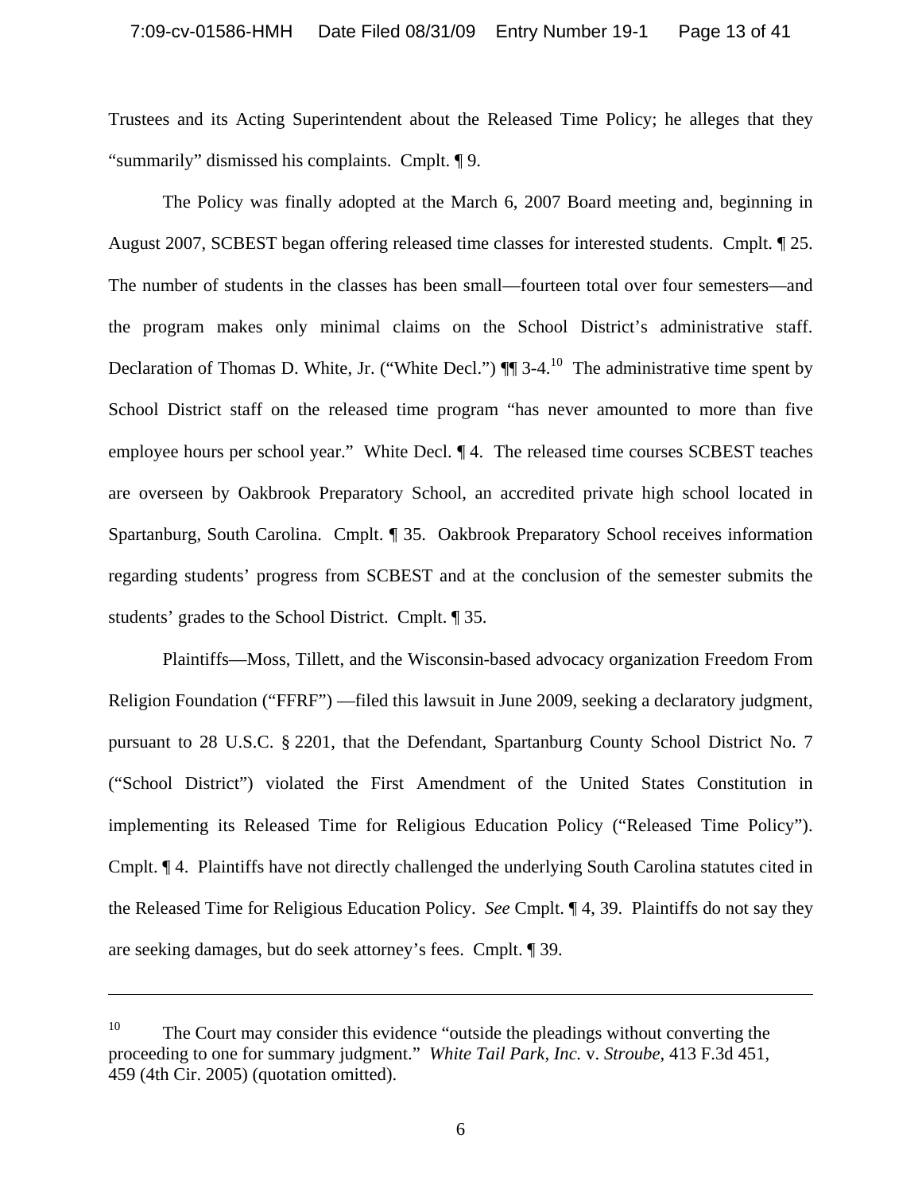Trustees and its Acting Superintendent about the Released Time Policy; he alleges that they "summarily" dismissed his complaints. Cmplt. ¶ 9.

The Policy was finally adopted at the March 6, 2007 Board meeting and, beginning in August 2007, SCBEST began offering released time classes for interested students. Cmplt. ¶ 25. The number of students in the classes has been small—fourteen total over four semesters—and the program makes only minimal claims on the School District's administrative staff. Declaration of Thomas D. White, Jr. ("White Decl.") ¶¶ 3-4.[10] The administrative time spent by School District staff on the released time program "has never amounted to more than five employee hours per school year." White Decl. ¶ 4. The released time courses SCBEST teaches are overseen by Oakbrook Preparatory School, an accredited private high school located in Spartanburg, South Carolina. Cmplt. ¶ 35. Oakbrook Preparatory School receives information regarding students' progress from SCBEST and at the conclusion of the semester submits the students' grades to the School District. Cmplt. ¶ 35.

Plaintiffs—Moss, Tillett, and the Wisconsin-based advocacy organization Freedom From Religion Foundation ("FFRF") —filed this lawsuit in June 2009, seeking a declaratory judgment, pursuant to 28 U.S.C. § 2201, that the Defendant, Spartanburg County School District No. 7 ("School District") violated the First Amendment of the United States Constitution in implementing its Released Time for Religious Education Policy ("Released Time Policy"). Cmplt. ¶ 4. Plaintiffs have not directly challenged the underlying South Carolina statutes cited in the Released Time for Religious Education Policy. *See* Cmplt. ¶ 4, 39. Plaintiffs do not say they are seeking damages, but do seek attorney's fees. Cmplt. ¶ 39.

---

[10] The Court may consider this evidence "outside the pleadings without converting the proceeding to one for summary judgment." *White Tail Park, Inc.* v. *Stroube*, 413 F.3d 451, 459 (4th Cir. 2005) (quotation omitted).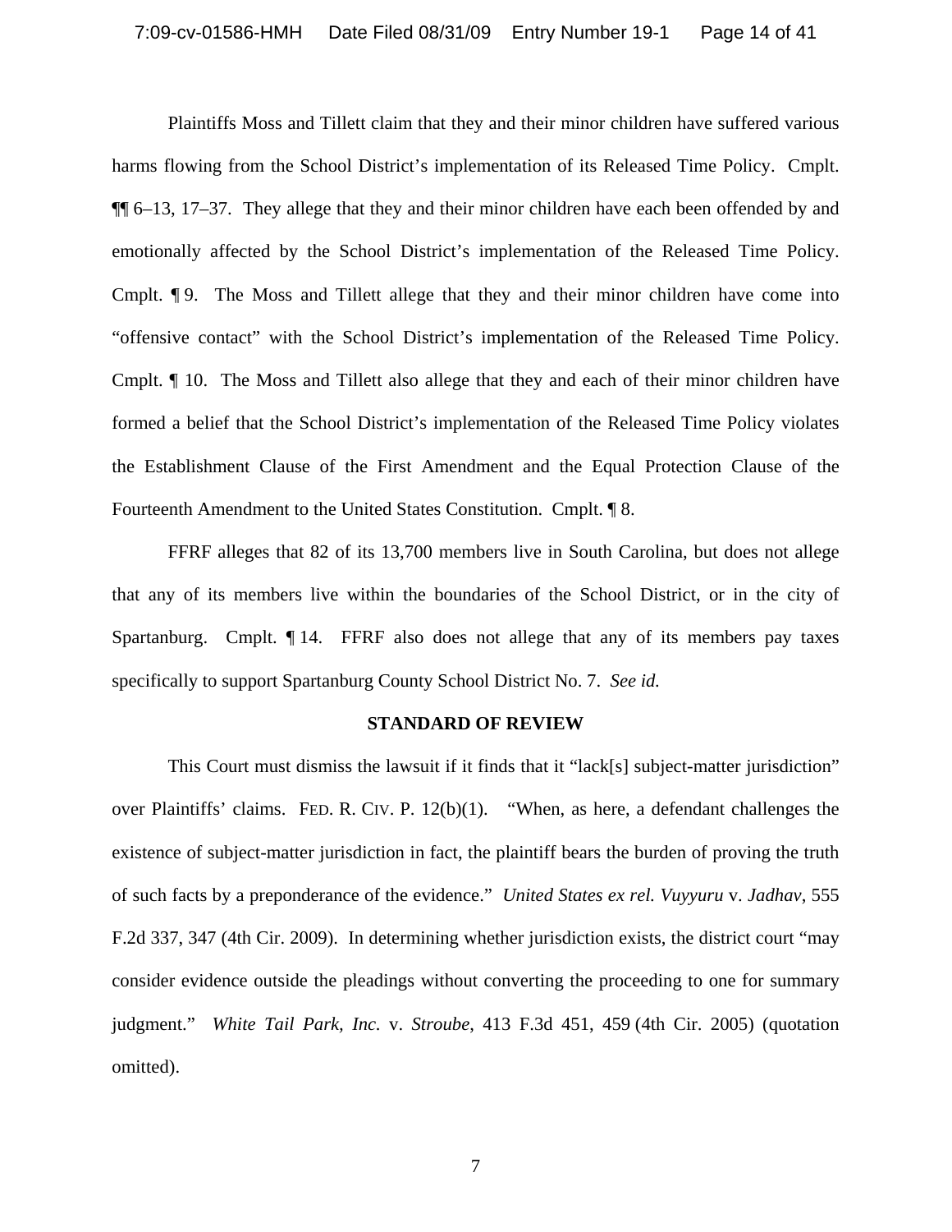Plaintiffs Moss and Tillett claim that they and their minor children have suffered various harms flowing from the School District's implementation of its Released Time Policy. Cmplt. ¶¶ 6–13, 17–37. They allege that they and their minor children have each been offended by and emotionally affected by the School District's implementation of the Released Time Policy. Cmplt. ¶ 9. The Moss and Tillett allege that they and their minor children have come into "offensive contact" with the School District's implementation of the Released Time Policy. Cmplt. ¶ 10. The Moss and Tillett also allege that they and each of their minor children have formed a belief that the School District's implementation of the Released Time Policy violates the Establishment Clause of the First Amendment and the Equal Protection Clause of the Fourteenth Amendment to the United States Constitution. Cmplt. ¶ 8.

FFRF alleges that 82 of its 13,700 members live in South Carolina, but does not allege that any of its members live within the boundaries of the School District, or in the city of Spartanburg. Cmplt. ¶ 14. FFRF also does not allege that any of its members pay taxes specifically to support Spartanburg County School District No. 7. *See id.*

**STANDARD OF REVIEW**

This Court must dismiss the lawsuit if it finds that it "lack[s] subject-matter jurisdiction" over Plaintiffs' claims. FED. R. CIV. P. 12(b)(1). "When, as here, a defendant challenges the existence of subject-matter jurisdiction in fact, the plaintiff bears the burden of proving the truth of such facts by a preponderance of the evidence." *United States ex rel. Vuyyuru* v. *Jadhav*, 555 F.2d 337, 347 (4th Cir. 2009). In determining whether jurisdiction exists, the district court "may consider evidence outside the pleadings without converting the proceeding to one for summary judgment." *White Tail Park, Inc.* v. *Stroube*, 413 F.3d 451, 459 (4th Cir. 2005) (quotation omitted).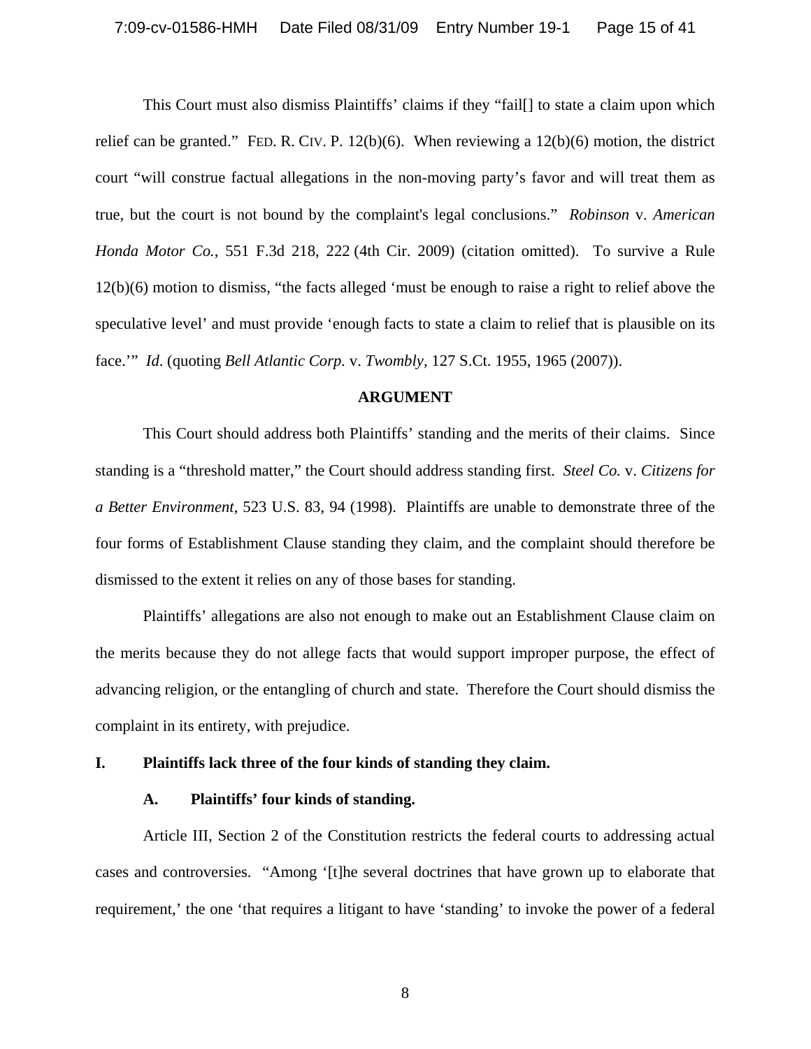This Court must also dismiss Plaintiffs' claims if they "fail[] to state a claim upon which relief can be granted." FED. R. CIV. P. 12(b)(6). When reviewing a 12(b)(6) motion, the district court "will construe factual allegations in the non-moving party's favor and will treat them as true, but the court is not bound by the complaint's legal conclusions." *Robinson* v. *American Honda Motor Co.*, 551 F.3d 218, 222 (4th Cir. 2009) (citation omitted). To survive a Rule 12(b)(6) motion to dismiss, "the facts alleged 'must be enough to raise a right to relief above the speculative level' and must provide 'enough facts to state a claim to relief that is plausible on its face.'" *Id*. (quoting *Bell Atlantic Corp.* v. *Twombly,* 127 S.Ct. 1955, 1965 (2007)).

**ARGUMENT**

This Court should address both Plaintiffs' standing and the merits of their claims. Since standing is a "threshold matter," the Court should address standing first. *Steel Co.* v. *Citizens for a Better Environment*, 523 U.S. 83, 94 (1998). Plaintiffs are unable to demonstrate three of the four forms of Establishment Clause standing they claim, and the complaint should therefore be dismissed to the extent it relies on any of those bases for standing.

Plaintiffs' allegations are also not enough to make out an Establishment Clause claim on the merits because they do not allege facts that would support improper purpose, the effect of advancing religion, or the entangling of church and state. Therefore the Court should dismiss the complaint in its entirety, with prejudice.

## I. Plaintiffs lack three of the four kinds of standing they claim.

### A. Plaintiffs' four kinds of standing.

Article III, Section 2 of the Constitution restricts the federal courts to addressing actual cases and controversies. "Among '[t]he several doctrines that have grown up to elaborate that requirement,' the one 'that requires a litigant to have 'standing' to invoke the power of a federal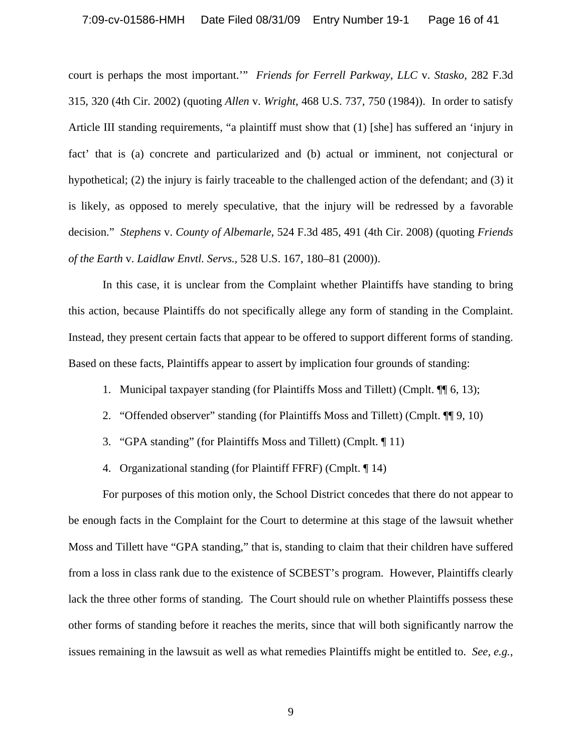court is perhaps the most important.'" *Friends for Ferrell Parkway, LLC* v. *Stasko*, 282 F.3d 315, 320 (4th Cir. 2002) (quoting *Allen* v. *Wright*, 468 U.S. 737, 750 (1984)). In order to satisfy Article III standing requirements, "a plaintiff must show that (1) [she] has suffered an 'injury in fact' that is (a) concrete and particularized and (b) actual or imminent, not conjectural or hypothetical; (2) the injury is fairly traceable to the challenged action of the defendant; and (3) it is likely, as opposed to merely speculative, that the injury will be redressed by a favorable decision." *Stephens* v. *County of Albemarle*, 524 F.3d 485, 491 (4th Cir. 2008) (quoting *Friends of the Earth* v. *Laidlaw Envtl. Servs.*, 528 U.S. 167, 180–81 (2000)).

In this case, it is unclear from the Complaint whether Plaintiffs have standing to bring this action, because Plaintiffs do not specifically allege any form of standing in the Complaint. Instead, they present certain facts that appear to be offered to support different forms of standing. Based on these facts, Plaintiffs appear to assert by implication four grounds of standing:

1. Municipal taxpayer standing (for Plaintiffs Moss and Tillett) (Cmplt. ¶¶ 6, 13);
2. "Offended observer" standing (for Plaintiffs Moss and Tillett) (Cmplt. ¶¶ 9, 10)
3. "GPA standing" (for Plaintiffs Moss and Tillett) (Cmplt. ¶ 11)
4. Organizational standing (for Plaintiff FFRF) (Cmplt. ¶ 14)

For purposes of this motion only, the School District concedes that there do not appear to be enough facts in the Complaint for the Court to determine at this stage of the lawsuit whether Moss and Tillett have "GPA standing," that is, standing to claim that their children have suffered from a loss in class rank due to the existence of SCBEST's program. However, Plaintiffs clearly lack the three other forms of standing. The Court should rule on whether Plaintiffs possess these other forms of standing before it reaches the merits, since that will both significantly narrow the issues remaining in the lawsuit as well as what remedies Plaintiffs might be entitled to. *See, e.g.*,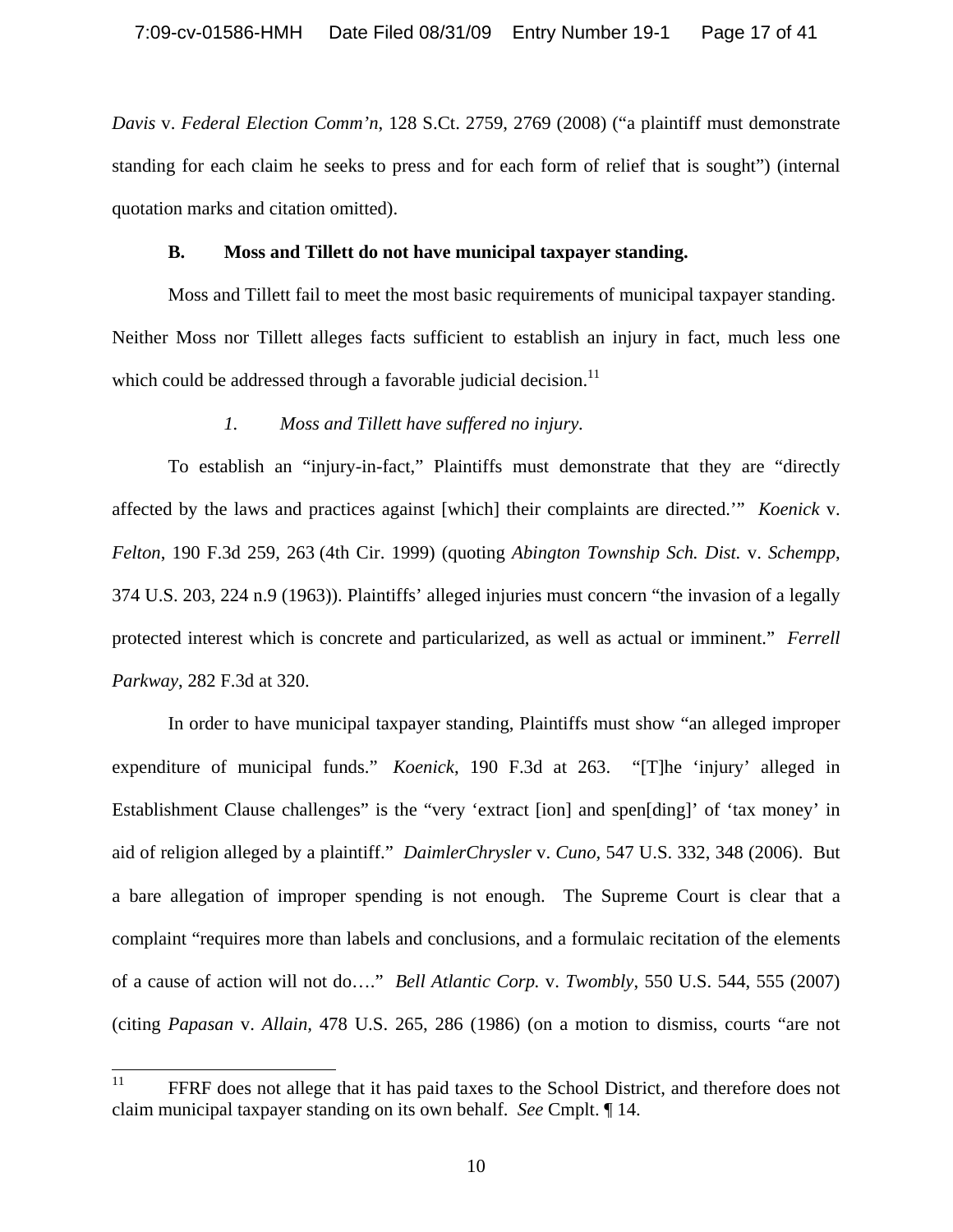*Davis* v. *Federal Election Comm'n*, 128 S.Ct. 2759, 2769 (2008) ("a plaintiff must demonstrate standing for each claim he seeks to press and for each form of relief that is sought") (internal quotation marks and citation omitted).

**B. Moss and Tillett do not have municipal taxpayer standing.**

Moss and Tillett fail to meet the most basic requirements of municipal taxpayer standing. Neither Moss nor Tillett alleges facts sufficient to establish an injury in fact, much less one which could be addressed through a favorable judicial decision.[11]

*1. Moss and Tillett have suffered no injury.*

To establish an "injury-in-fact," Plaintiffs must demonstrate that they are "directly affected by the laws and practices against [which] their complaints are directed.'" *Koenick* v. *Felton*, 190 F.3d 259, 263 (4th Cir. 1999) (quoting *Abington Township Sch. Dist.* v. *Schempp*, 374 U.S. 203, 224 n.9 (1963)). Plaintiffs' alleged injuries must concern "the invasion of a legally protected interest which is concrete and particularized, as well as actual or imminent." *Ferrell Parkway*, 282 F.3d at 320.

In order to have municipal taxpayer standing, Plaintiffs must show "an alleged improper expenditure of municipal funds." *Koenick*, 190 F.3d at 263. "[T]he 'injury' alleged in Establishment Clause challenges" is the "very 'extract [ion] and spen[ding]' of 'tax money' in aid of religion alleged by a plaintiff." *DaimlerChrysler* v. *Cuno*, 547 U.S. 332, 348 (2006). But a bare allegation of improper spending is not enough. The Supreme Court is clear that a complaint "requires more than labels and conclusions, and a formulaic recitation of the elements of a cause of action will not do…." *Bell Atlantic Corp.* v. *Twombly*, 550 U.S. 544, 555 (2007) (citing *Papasan* v. *Allain*, 478 U.S. 265, 286 (1986) (on a motion to dismiss, courts "are not

---

[11] FFRF does not allege that it has paid taxes to the School District, and therefore does not claim municipal taxpayer standing on its own behalf. *See* Cmplt. ¶ 14.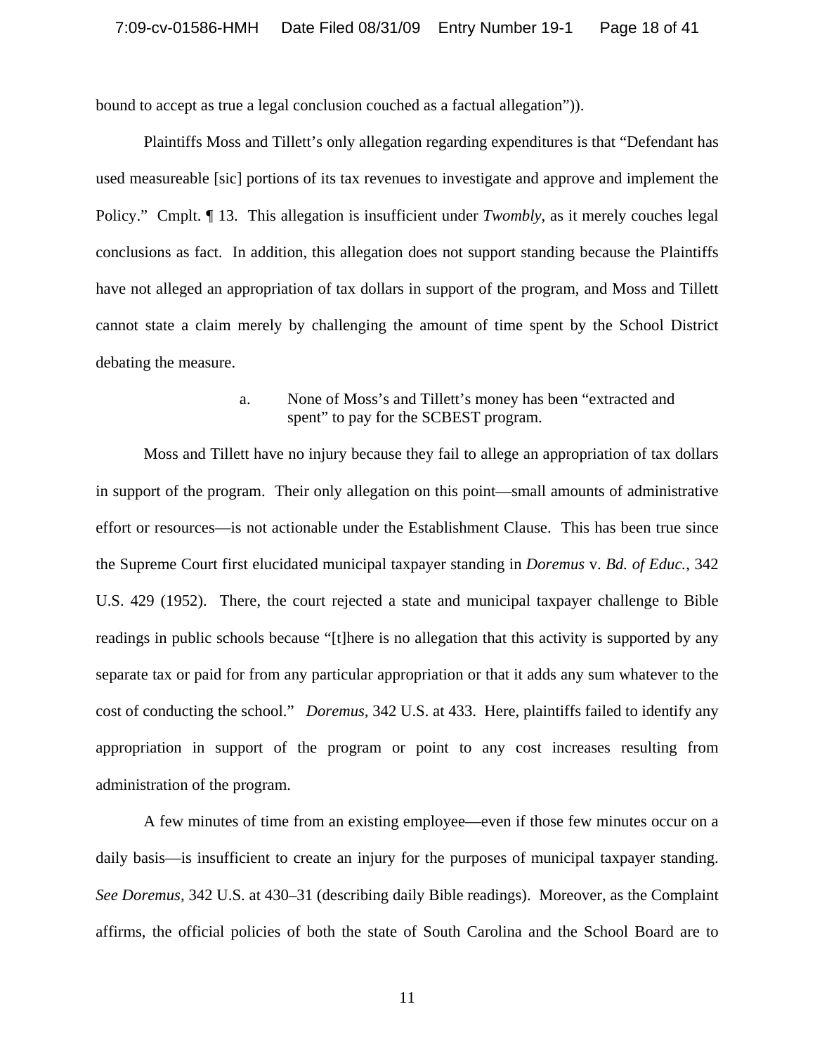bound to accept as true a legal conclusion couched as a factual allegation")).

Plaintiffs Moss and Tillett's only allegation regarding expenditures is that "Defendant has used measureable [sic] portions of its tax revenues to investigate and approve and implement the Policy." Cmplt. ¶ 13. This allegation is insufficient under *Twombly*, as it merely couches legal conclusions as fact. In addition, this allegation does not support standing because the Plaintiffs have not alleged an appropriation of tax dollars in support of the program, and Moss and Tillett cannot state a claim merely by challenging the amount of time spent by the School District debating the measure.

a. None of Moss's and Tillett's money has been "extracted and spent" to pay for the SCBEST program.

Moss and Tillett have no injury because they fail to allege an appropriation of tax dollars in support of the program. Their only allegation on this point—small amounts of administrative effort or resources—is not actionable under the Establishment Clause. This has been true since the Supreme Court first elucidated municipal taxpayer standing in *Doremus* v. *Bd. of Educ.*, 342 U.S. 429 (1952). There, the court rejected a state and municipal taxpayer challenge to Bible readings in public schools because "[t]here is no allegation that this activity is supported by any separate tax or paid for from any particular appropriation or that it adds any sum whatever to the cost of conducting the school." *Doremus*, 342 U.S. at 433. Here, plaintiffs failed to identify any appropriation in support of the program or point to any cost increases resulting from administration of the program.

A few minutes of time from an existing employee—even if those few minutes occur on a daily basis—is insufficient to create an injury for the purposes of municipal taxpayer standing. *See Doremus*, 342 U.S. at 430–31 (describing daily Bible readings). Moreover, as the Complaint affirms, the official policies of both the state of South Carolina and the School Board are to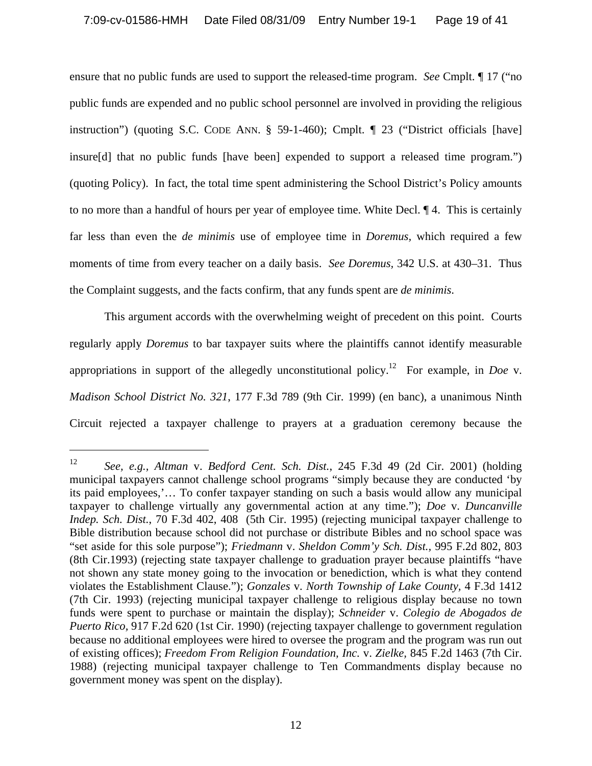ensure that no public funds are used to support the released-time program. *See* Cmplt. ¶ 17 ("no public funds are expended and no public school personnel are involved in providing the religious instruction") (quoting S.C. CODE ANN. § 59-1-460); Cmplt. ¶ 23 ("District officials [have] insure[d] that no public funds [have been] expended to support a released time program.") (quoting Policy). In fact, the total time spent administering the School District's Policy amounts to no more than a handful of hours per year of employee time. White Decl. ¶ 4. This is certainly far less than even the *de minimis* use of employee time in *Doremus*, which required a few moments of time from every teacher on a daily basis. *See Doremus*, 342 U.S. at 430–31. Thus the Complaint suggests, and the facts confirm, that any funds spent are *de minimis*.

This argument accords with the overwhelming weight of precedent on this point. Courts regularly apply *Doremus* to bar taxpayer suits where the plaintiffs cannot identify measurable appropriations in support of the allegedly unconstitutional policy.[12] For example, in *Doe* v. *Madison School District No. 321*, 177 F.3d 789 (9th Cir. 1999) (en banc), a unanimous Ninth Circuit rejected a taxpayer challenge to prayers at a graduation ceremony because the

---

[12] *See, e.g.*, *Altman* v. *Bedford Cent. Sch. Dist.*, 245 F.3d 49 (2d Cir. 2001) (holding municipal taxpayers cannot challenge school programs "simply because they are conducted 'by its paid employees,'… To confer taxpayer standing on such a basis would allow any municipal taxpayer to challenge virtually any governmental action at any time."); *Doe* v. *Duncanville Indep. Sch. Dist.*, 70 F.3d 402, 408 (5th Cir. 1995) (rejecting municipal taxpayer challenge to Bible distribution because school did not purchase or distribute Bibles and no school space was "set aside for this sole purpose"); *Friedmann* v. *Sheldon Comm'y Sch. Dist.*, 995 F.2d 802, 803 (8th Cir.1993) (rejecting state taxpayer challenge to graduation prayer because plaintiffs "have not shown any state money going to the invocation or benediction, which is what they contend violates the Establishment Clause."); *Gonzales* v. *North Township of Lake County*, 4 F.3d 1412 (7th Cir. 1993) (rejecting municipal taxpayer challenge to religious display because no town funds were spent to purchase or maintain the display); *Schneider* v. *Colegio de Abogados de Puerto Rico*, 917 F.2d 620 (1st Cir. 1990) (rejecting taxpayer challenge to government regulation because no additional employees were hired to oversee the program and the program was run out of existing offices); *Freedom From Religion Foundation, Inc.* v. *Zielke*, 845 F.2d 1463 (7th Cir. 1988) (rejecting municipal taxpayer challenge to Ten Commandments display because no government money was spent on the display).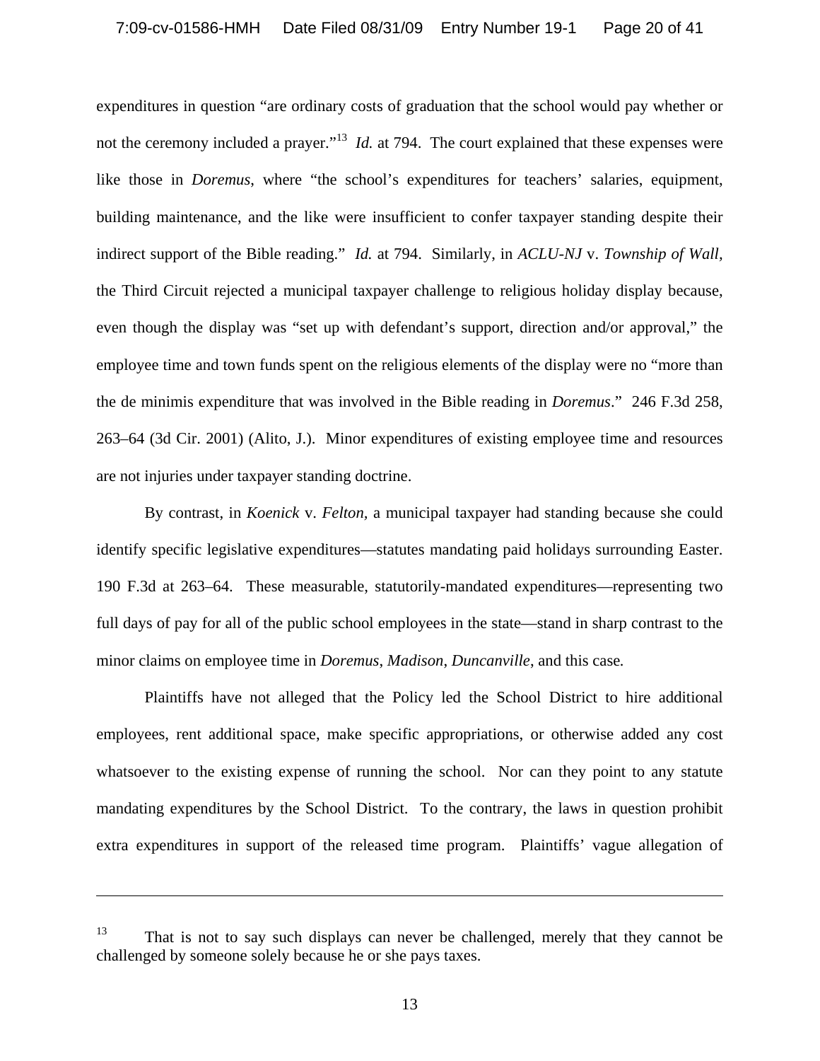expenditures in question "are ordinary costs of graduation that the school would pay whether or not the ceremony included a prayer."[13] *Id.* at 794. The court explained that these expenses were like those in *Doremus*, where "the school's expenditures for teachers' salaries, equipment, building maintenance, and the like were insufficient to confer taxpayer standing despite their indirect support of the Bible reading." *Id.* at 794. Similarly, in *ACLU-NJ* v. *Township of Wall*, the Third Circuit rejected a municipal taxpayer challenge to religious holiday display because, even though the display was "set up with defendant's support, direction and/or approval," the employee time and town funds spent on the religious elements of the display were no "more than the de minimis expenditure that was involved in the Bible reading in *Doremus*." 246 F.3d 258, 263–64 (3d Cir. 2001) (Alito, J.). Minor expenditures of existing employee time and resources are not injuries under taxpayer standing doctrine.

By contrast, in *Koenick* v. *Felton*, a municipal taxpayer had standing because she could identify specific legislative expenditures—statutes mandating paid holidays surrounding Easter. 190 F.3d at 263–64. These measurable, statutorily-mandated expenditures—representing two full days of pay for all of the public school employees in the state—stand in sharp contrast to the minor claims on employee time in *Doremus*, *Madison*, *Duncanville*, and this case.

Plaintiffs have not alleged that the Policy led the School District to hire additional employees, rent additional space, make specific appropriations, or otherwise added any cost whatsoever to the existing expense of running the school. Nor can they point to any statute mandating expenditures by the School District. To the contrary, the laws in question prohibit extra expenditures in support of the released time program. Plaintiffs' vague allegation of

---

[13] That is not to say such displays can never be challenged, merely that they cannot be challenged by someone solely because he or she pays taxes.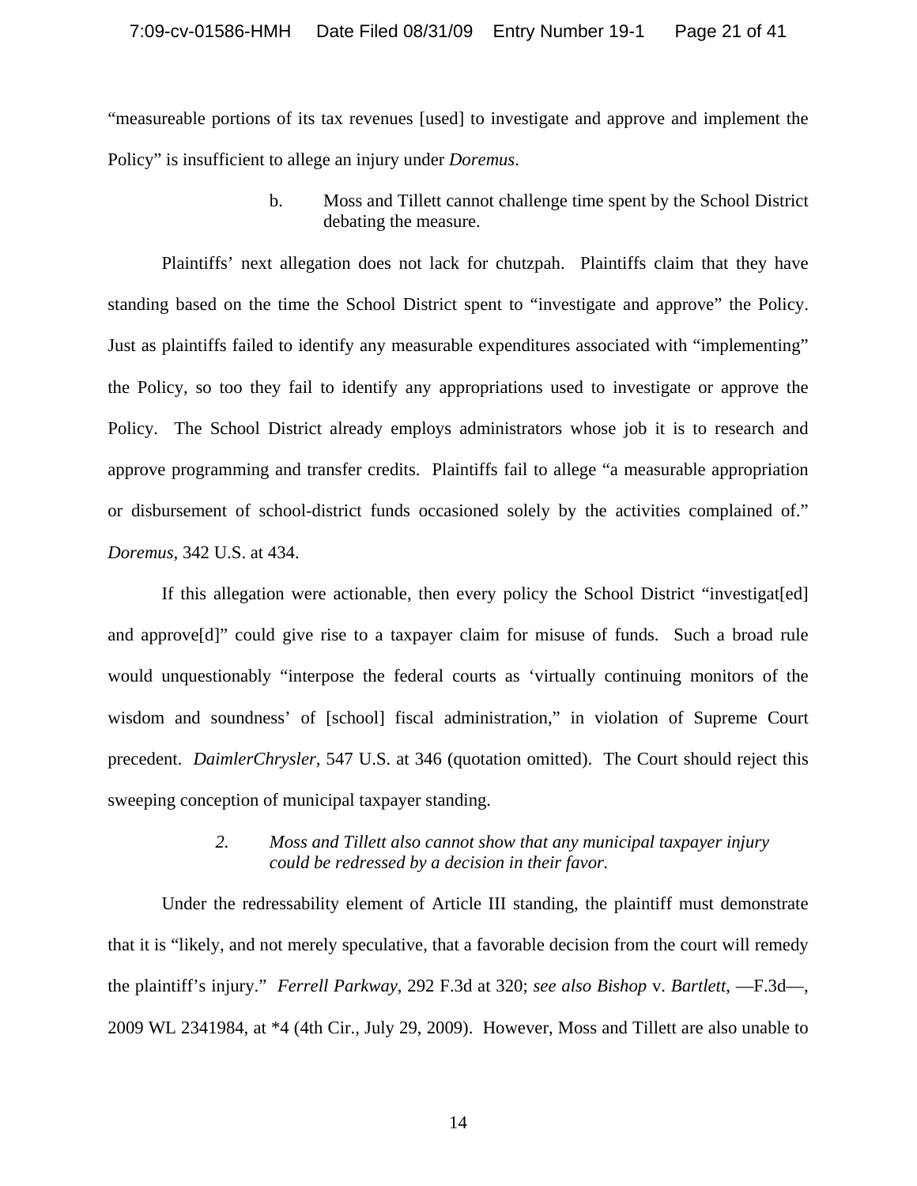"measureable portions of its tax revenues [used] to investigate and approve and implement the Policy" is insufficient to allege an injury under *Doremus*.

b. Moss and Tillett cannot challenge time spent by the School District debating the measure.

Plaintiffs' next allegation does not lack for chutzpah. Plaintiffs claim that they have standing based on the time the School District spent to "investigate and approve" the Policy. Just as plaintiffs failed to identify any measurable expenditures associated with "implementing" the Policy, so too they fail to identify any appropriations used to investigate or approve the Policy. The School District already employs administrators whose job it is to research and approve programming and transfer credits. Plaintiffs fail to allege "a measurable appropriation or disbursement of school-district funds occasioned solely by the activities complained of." *Doremus*, 342 U.S. at 434.

If this allegation were actionable, then every policy the School District "investigat[ed] and approve[d]" could give rise to a taxpayer claim for misuse of funds. Such a broad rule would unquestionably "interpose the federal courts as 'virtually continuing monitors of the wisdom and soundness' of [school] fiscal administration," in violation of Supreme Court precedent. *DaimlerChrysler*, 547 U.S. at 346 (quotation omitted). The Court should reject this sweeping conception of municipal taxpayer standing.

*2. Moss and Tillett also cannot show that any municipal taxpayer injury could be redressed by a decision in their favor.*

Under the redressability element of Article III standing, the plaintiff must demonstrate that it is "likely, and not merely speculative, that a favorable decision from the court will remedy the plaintiff's injury." *Ferrell Parkway*, 292 F.3d at 320; *see also Bishop* v. *Bartlett*, —F.3d—, 2009 WL 2341984, at *4 (4th Cir., July 29, 2009). However, Moss and Tillett are also unable to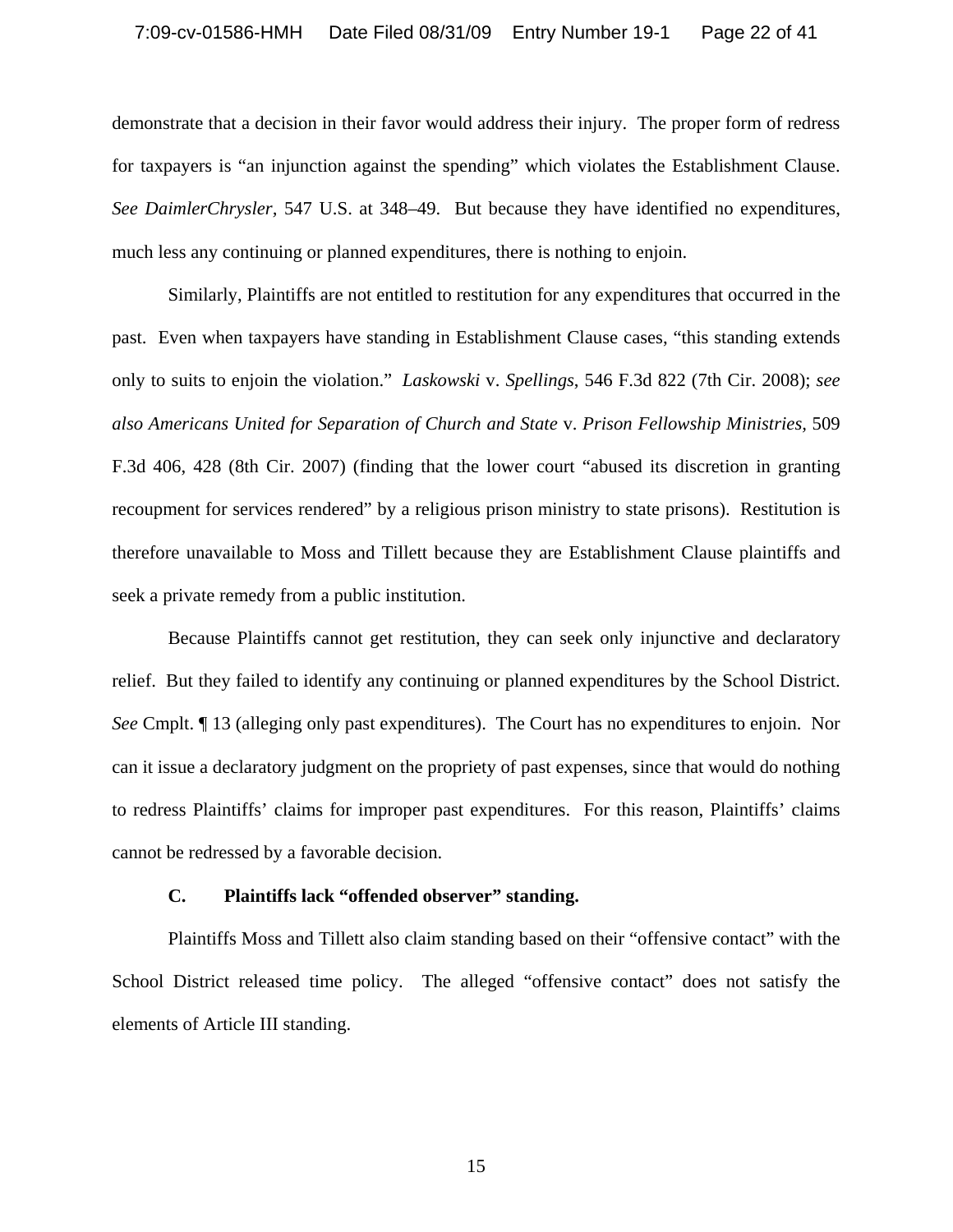demonstrate that a decision in their favor would address their injury. The proper form of redress for taxpayers is "an injunction against the spending" which violates the Establishment Clause. *See DaimlerChrysler*, 547 U.S. at 348–49. But because they have identified no expenditures, much less any continuing or planned expenditures, there is nothing to enjoin.

Similarly, Plaintiffs are not entitled to restitution for any expenditures that occurred in the past. Even when taxpayers have standing in Establishment Clause cases, "this standing extends only to suits to enjoin the violation." *Laskowski* v. *Spellings*, 546 F.3d 822 (7th Cir. 2008); *see also Americans United for Separation of Church and State* v. *Prison Fellowship Ministries*, 509 F.3d 406, 428 (8th Cir. 2007) (finding that the lower court "abused its discretion in granting recoupment for services rendered" by a religious prison ministry to state prisons). Restitution is therefore unavailable to Moss and Tillett because they are Establishment Clause plaintiffs and seek a private remedy from a public institution.

Because Plaintiffs cannot get restitution, they can seek only injunctive and declaratory relief. But they failed to identify any continuing or planned expenditures by the School District. *See* Cmplt. ¶ 13 (alleging only past expenditures). The Court has no expenditures to enjoin. Nor can it issue a declaratory judgment on the propriety of past expenses, since that would do nothing to redress Plaintiffs' claims for improper past expenditures. For this reason, Plaintiffs' claims cannot be redressed by a favorable decision.

### C. Plaintiffs lack "offended observer" standing.

Plaintiffs Moss and Tillett also claim standing based on their "offensive contact" with the School District released time policy. The alleged "offensive contact" does not satisfy the elements of Article III standing.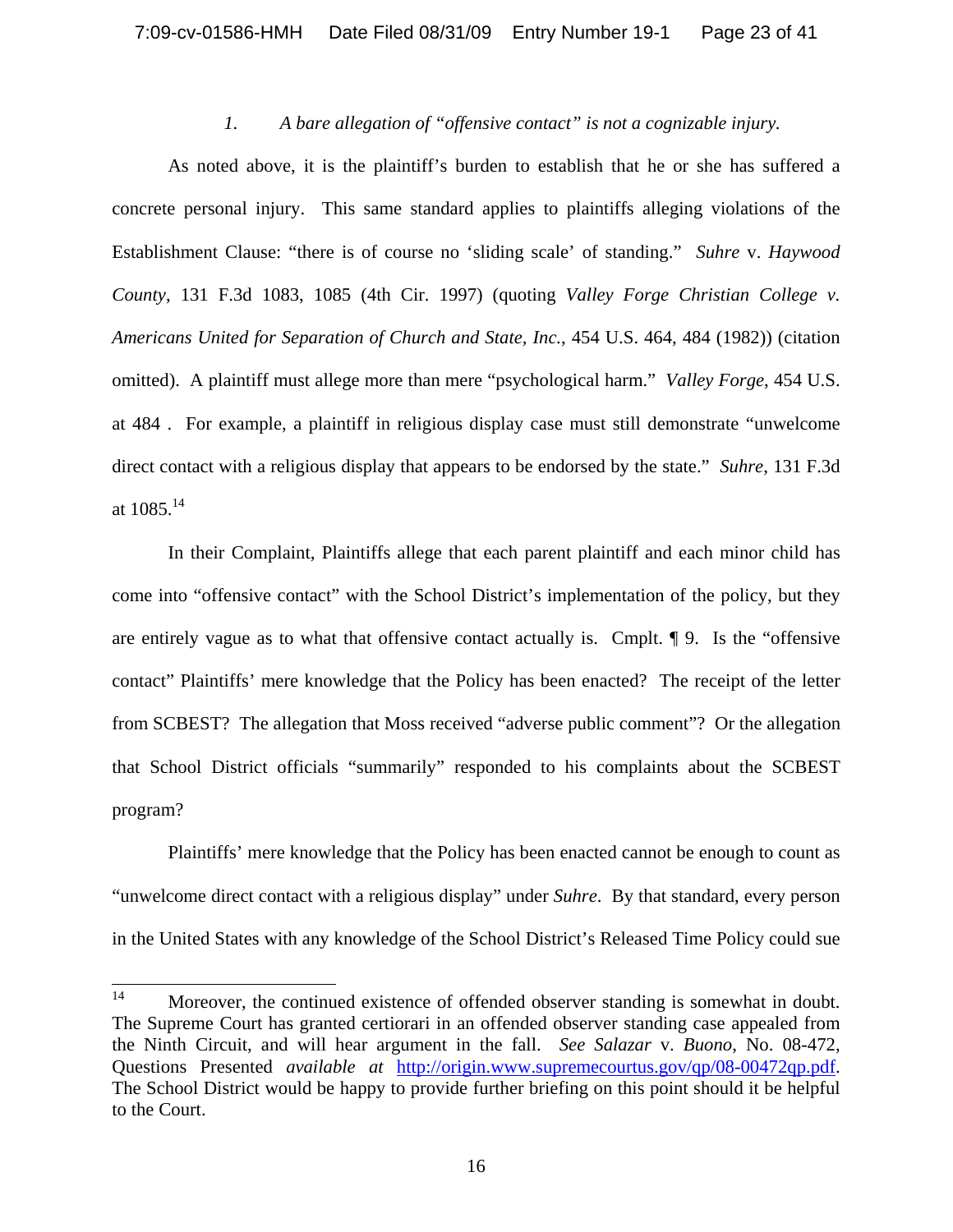### *1. A bare allegation of "offensive contact" is not a cognizable injury.*

As noted above, it is the plaintiff's burden to establish that he or she has suffered a concrete personal injury. This same standard applies to plaintiffs alleging violations of the Establishment Clause: "there is of course no 'sliding scale' of standing." *Suhre* v. *Haywood County*, 131 F.3d 1083, 1085 (4th Cir. 1997) (quoting *Valley Forge Christian College v. Americans United for Separation of Church and State, Inc.*, 454 U.S. 464, 484 (1982)) (citation omitted). A plaintiff must allege more than mere "psychological harm." *Valley Forge*, 454 U.S. at 484 . For example, a plaintiff in religious display case must still demonstrate "unwelcome direct contact with a religious display that appears to be endorsed by the state." *Suhre*, 131 F.3d at 1085.[14]

In their Complaint, Plaintiffs allege that each parent plaintiff and each minor child has come into "offensive contact" with the School District's implementation of the policy, but they are entirely vague as to what that offensive contact actually is. Cmplt. ¶ 9. Is the "offensive contact" Plaintiffs' mere knowledge that the Policy has been enacted? The receipt of the letter from SCBEST? The allegation that Moss received "adverse public comment"? Or the allegation that School District officials "summarily" responded to his complaints about the SCBEST program?

Plaintiffs' mere knowledge that the Policy has been enacted cannot be enough to count as "unwelcome direct contact with a religious display" under *Suhre*. By that standard, every person in the United States with any knowledge of the School District's Released Time Policy could sue

---

[14] Moreover, the continued existence of offended observer standing is somewhat in doubt. The Supreme Court has granted certiorari in an offended observer standing case appealed from the Ninth Circuit, and will hear argument in the fall. *See Salazar* v. *Buono*, No. 08-472, Questions Presented *available at* http://origin.www.supremecourtus.gov/qp/08-00472qp.pdf. The School District would be happy to provide further briefing on this point should it be helpful to the Court.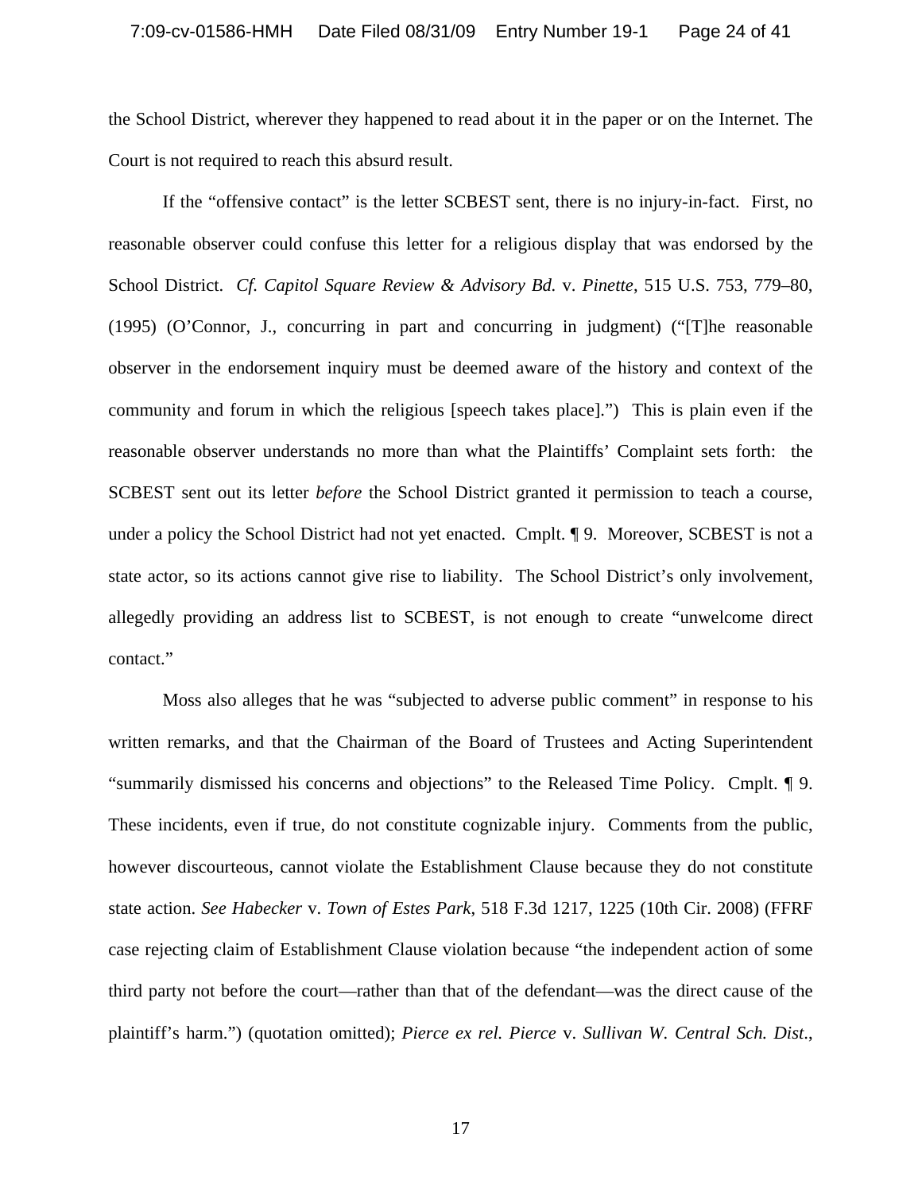the School District, wherever they happened to read about it in the paper or on the Internet. The Court is not required to reach this absurd result.

If the "offensive contact" is the letter SCBEST sent, there is no injury-in-fact. First, no reasonable observer could confuse this letter for a religious display that was endorsed by the School District. *Cf. Capitol Square Review & Advisory Bd.* v. *Pinette*, 515 U.S. 753, 779–80, (1995) (O'Connor, J., concurring in part and concurring in judgment) ("[T]he reasonable observer in the endorsement inquiry must be deemed aware of the history and context of the community and forum in which the religious [speech takes place].") This is plain even if the reasonable observer understands no more than what the Plaintiffs' Complaint sets forth: the SCBEST sent out its letter *before* the School District granted it permission to teach a course, under a policy the School District had not yet enacted. Cmplt. ¶ 9. Moreover, SCBEST is not a state actor, so its actions cannot give rise to liability. The School District's only involvement, allegedly providing an address list to SCBEST, is not enough to create "unwelcome direct contact."

Moss also alleges that he was "subjected to adverse public comment" in response to his written remarks, and that the Chairman of the Board of Trustees and Acting Superintendent "summarily dismissed his concerns and objections" to the Released Time Policy. Cmplt. ¶ 9. These incidents, even if true, do not constitute cognizable injury. Comments from the public, however discourteous, cannot violate the Establishment Clause because they do not constitute state action. *See Habecker* v. *Town of Estes Park*, 518 F.3d 1217, 1225 (10th Cir. 2008) (FFRF case rejecting claim of Establishment Clause violation because "the independent action of some third party not before the court—rather than that of the defendant—was the direct cause of the plaintiff's harm.") (quotation omitted); *Pierce ex rel. Pierce* v. *Sullivan W. Central Sch. Dist.*,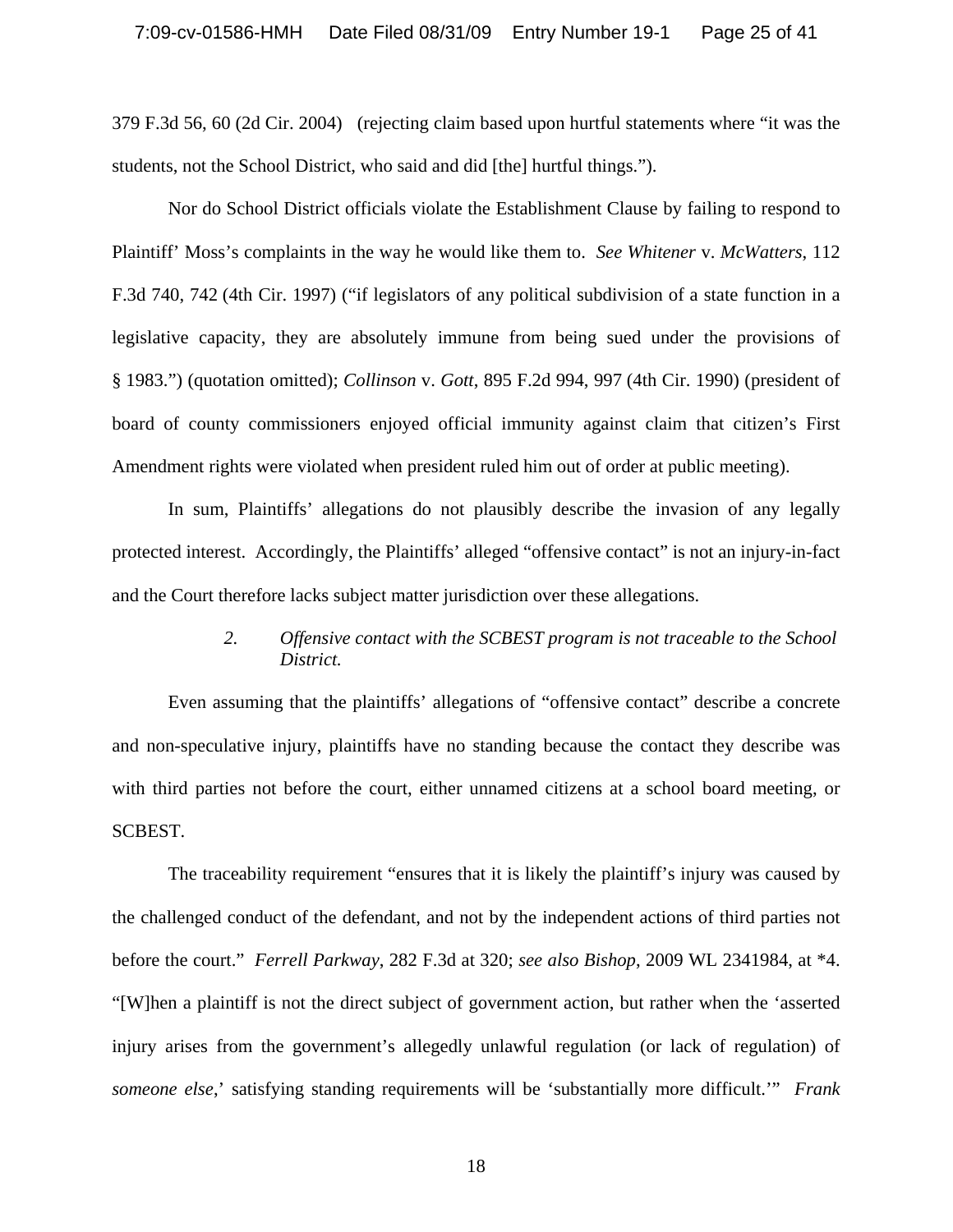379 F.3d 56, 60 (2d Cir. 2004) (rejecting claim based upon hurtful statements where "it was the students, not the School District, who said and did [the] hurtful things.").

Nor do School District officials violate the Establishment Clause by failing to respond to Plaintiff' Moss's complaints in the way he would like them to. *See Whitener* v. *McWatters*, 112 F.3d 740, 742 (4th Cir. 1997) ("if legislators of any political subdivision of a state function in a legislative capacity, they are absolutely immune from being sued under the provisions of § 1983.") (quotation omitted); *Collinson* v. *Gott*, 895 F.2d 994, 997 (4th Cir. 1990) (president of board of county commissioners enjoyed official immunity against claim that citizen's First Amendment rights were violated when president ruled him out of order at public meeting).

In sum, Plaintiffs' allegations do not plausibly describe the invasion of any legally protected interest. Accordingly, the Plaintiffs' alleged "offensive contact" is not an injury-in-fact and the Court therefore lacks subject matter jurisdiction over these allegations.

*2. Offensive contact with the SCBEST program is not traceable to the School District.*

Even assuming that the plaintiffs' allegations of "offensive contact" describe a concrete and non-speculative injury, plaintiffs have no standing because the contact they describe was with third parties not before the court, either unnamed citizens at a school board meeting, or SCBEST.

The traceability requirement "ensures that it is likely the plaintiff's injury was caused by the challenged conduct of the defendant, and not by the independent actions of third parties not before the court." *Ferrell Parkway*, 282 F.3d at 320; *see also Bishop*, 2009 WL 2341984, at *4. "[W]hen a plaintiff is not the direct subject of government action, but rather when the 'asserted injury arises from the government's allegedly unlawful regulation (or lack of regulation) of *someone else*,' satisfying standing requirements will be 'substantially more difficult.'" *Frank*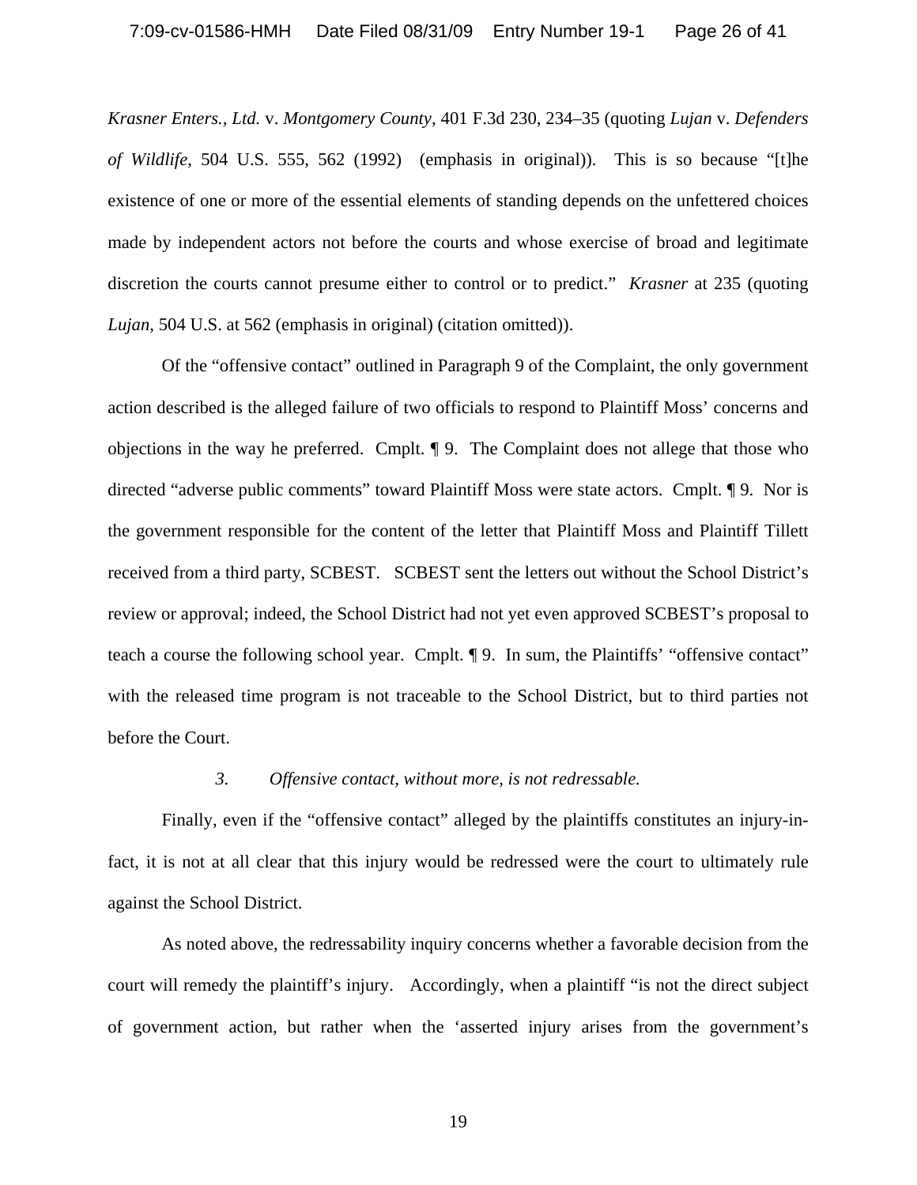*Krasner Enters., Ltd.* v. *Montgomery County*, 401 F.3d 230, 234–35 (quoting *Lujan* v. *Defenders of Wildlife*, 504 U.S. 555, 562 (1992) (emphasis in original)). This is so because "[t]he existence of one or more of the essential elements of standing depends on the unfettered choices made by independent actors not before the courts and whose exercise of broad and legitimate discretion the courts cannot presume either to control or to predict." *Krasner* at 235 (quoting *Lujan*, 504 U.S. at 562 (emphasis in original) (citation omitted)).

Of the "offensive contact" outlined in Paragraph 9 of the Complaint, the only government action described is the alleged failure of two officials to respond to Plaintiff Moss' concerns and objections in the way he preferred. Cmplt. ¶ 9. The Complaint does not allege that those who directed "adverse public comments" toward Plaintiff Moss were state actors. Cmplt. ¶ 9. Nor is the government responsible for the content of the letter that Plaintiff Moss and Plaintiff Tillett received from a third party, SCBEST. SCBEST sent the letters out without the School District's review or approval; indeed, the School District had not yet even approved SCBEST's proposal to teach a course the following school year. Cmplt. ¶ 9. In sum, the Plaintiffs' "offensive contact" with the released time program is not traceable to the School District, but to third parties not before the Court.

*3. Offensive contact, without more, is not redressable.*

Finally, even if the "offensive contact" alleged by the plaintiffs constitutes an injury-in-fact, it is not at all clear that this injury would be redressed were the court to ultimately rule against the School District.

As noted above, the redressability inquiry concerns whether a favorable decision from the court will remedy the plaintiff's injury. Accordingly, when a plaintiff "is not the direct subject of government action, but rather when the 'asserted injury arises from the government's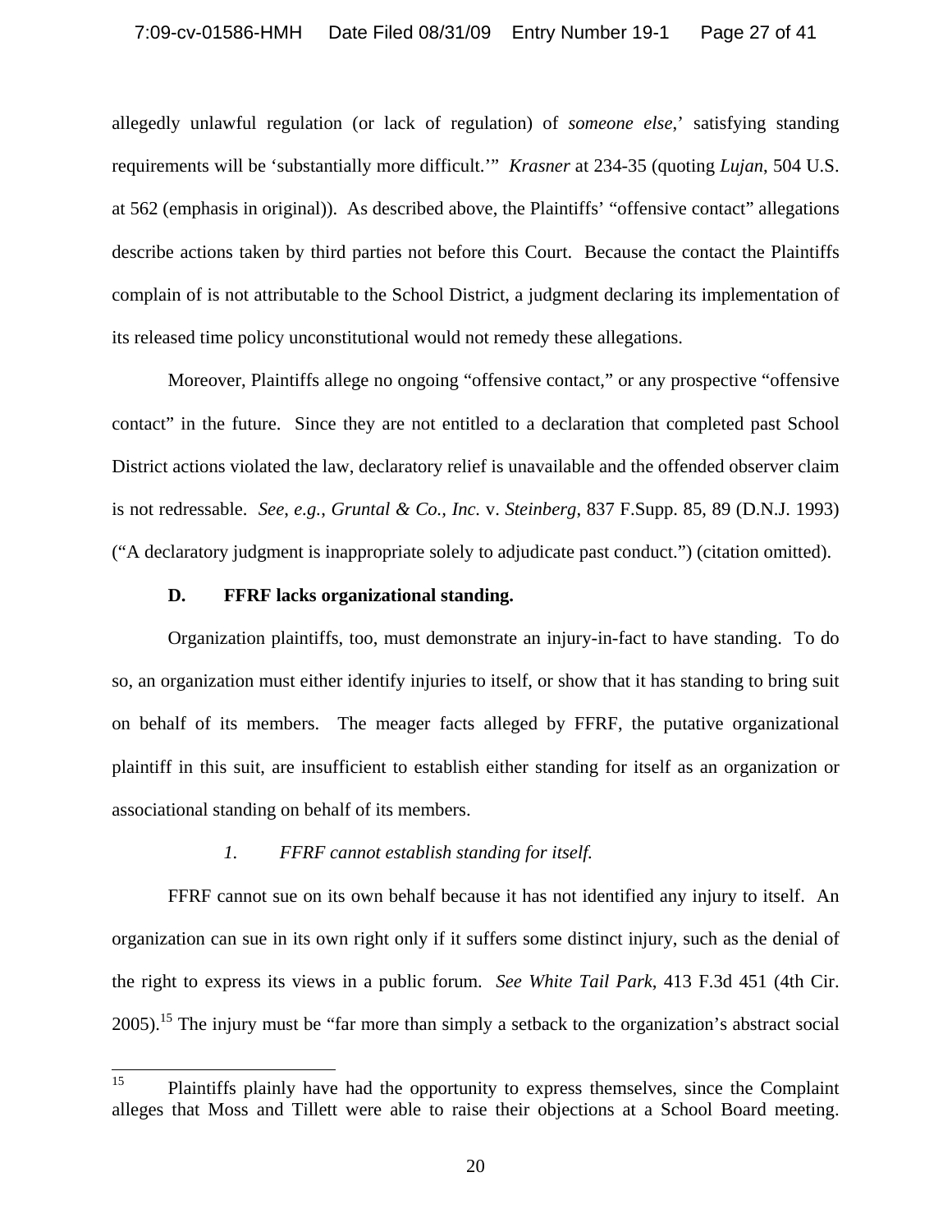allegedly unlawful regulation (or lack of regulation) of *someone else*,' satisfying standing requirements will be 'substantially more difficult.'" *Krasner* at 234-35 (quoting *Lujan*, 504 U.S. at 562 (emphasis in original)). As described above, the Plaintiffs' "offensive contact" allegations describe actions taken by third parties not before this Court. Because the contact the Plaintiffs complain of is not attributable to the School District, a judgment declaring its implementation of its released time policy unconstitutional would not remedy these allegations.

Moreover, Plaintiffs allege no ongoing "offensive contact," or any prospective "offensive contact" in the future. Since they are not entitled to a declaration that completed past School District actions violated the law, declaratory relief is unavailable and the offended observer claim is not redressable. *See, e.g.*, *Gruntal & Co., Inc.* v. *Steinberg*, 837 F.Supp. 85, 89 (D.N.J. 1993) ("A declaratory judgment is inappropriate solely to adjudicate past conduct.") (citation omitted).

**D. FFRF lacks organizational standing.**

Organization plaintiffs, too, must demonstrate an injury-in-fact to have standing. To do so, an organization must either identify injuries to itself, or show that it has standing to bring suit on behalf of its members. The meager facts alleged by FFRF, the putative organizational plaintiff in this suit, are insufficient to establish either standing for itself as an organization or associational standing on behalf of its members.

*1. FFRF cannot establish standing for itself.*

FFRF cannot sue on its own behalf because it has not identified any injury to itself. An organization can sue in its own right only if it suffers some distinct injury, such as the denial of the right to express its views in a public forum. *See White Tail Park*, 413 F.3d 451 (4th Cir. 2005).[15] The injury must be "far more than simply a setback to the organization's abstract social

[15] Plaintiffs plainly have had the opportunity to express themselves, since the Complaint alleges that Moss and Tillett were able to raise their objections at a School Board meeting.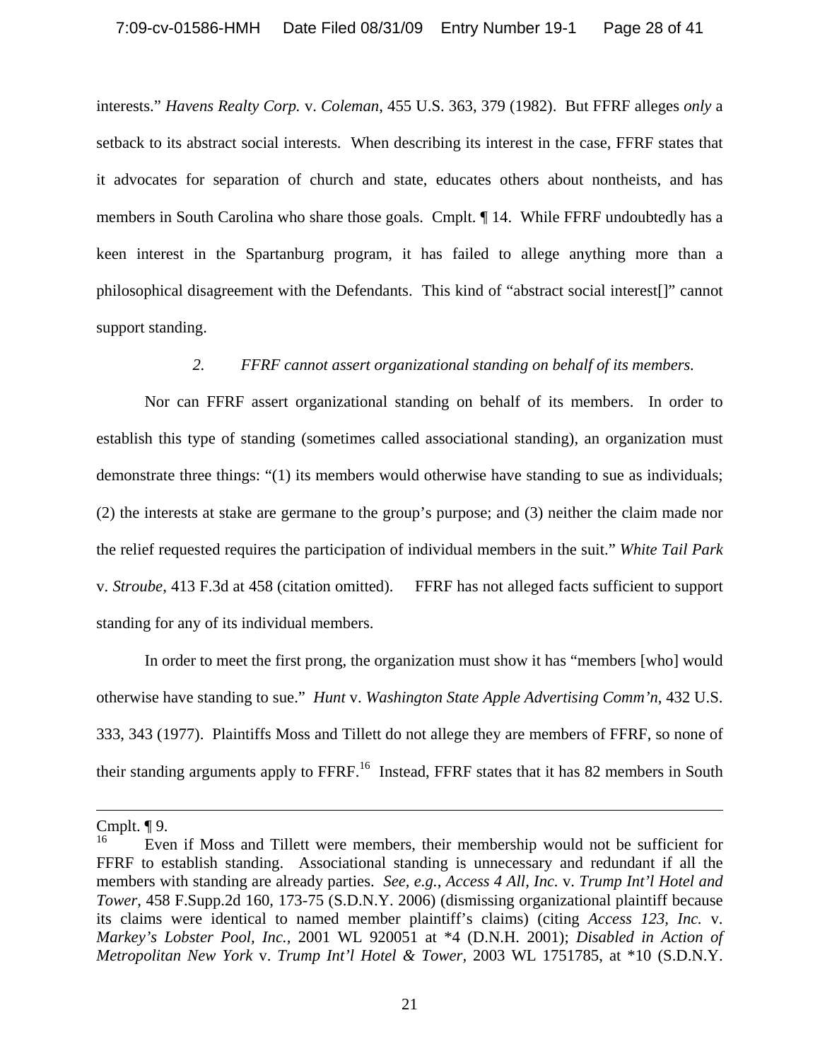interests." *Havens Realty Corp.* v. *Coleman*, 455 U.S. 363, 379 (1982). But FFRF alleges *only* a setback to its abstract social interests. When describing its interest in the case, FFRF states that it advocates for separation of church and state, educates others about nontheists, and has members in South Carolina who share those goals. Cmplt. ¶ 14. While FFRF undoubtedly has a keen interest in the Spartanburg program, it has failed to allege anything more than a philosophical disagreement with the Defendants. This kind of "abstract social interest[]" cannot support standing.

*2. FFRF cannot assert organizational standing on behalf of its members.*

Nor can FFRF assert organizational standing on behalf of its members. In order to establish this type of standing (sometimes called associational standing), an organization must demonstrate three things: "(1) its members would otherwise have standing to sue as individuals; (2) the interests at stake are germane to the group's purpose; and (3) neither the claim made nor the relief requested requires the participation of individual members in the suit." *White Tail Park* v. *Stroube*, 413 F.3d at 458 (citation omitted). FFRF has not alleged facts sufficient to support standing for any of its individual members.

In order to meet the first prong, the organization must show it has "members [who] would otherwise have standing to sue." *Hunt* v. *Washington State Apple Advertising Comm'n*, 432 U.S. 333, 343 (1977). Plaintiffs Moss and Tillett do not allege they are members of FFRF, so none of their standing arguments apply to FFRF.[16] Instead, FFRF states that it has 82 members in South

---

Cmplt. ¶ 9.

[16] Even if Moss and Tillett were members, their membership would not be sufficient for FFRF to establish standing. Associational standing is unnecessary and redundant if all the members with standing are already parties. *See, e.g.*, *Access 4 All, Inc.* v. *Trump Int'l Hotel and Tower*, 458 F.Supp.2d 160, 173-75 (S.D.N.Y. 2006) (dismissing organizational plaintiff because its claims were identical to named member plaintiff's claims) (citing *Access 123, Inc.* v. *Markey's Lobster Pool, Inc.*, 2001 WL 920051 at *4 (D.N.H. 2001); *Disabled in Action of Metropolitan New York* v. *Trump Int'l Hotel & Tower*, 2003 WL 1751785, at *10 (S.D.N.Y.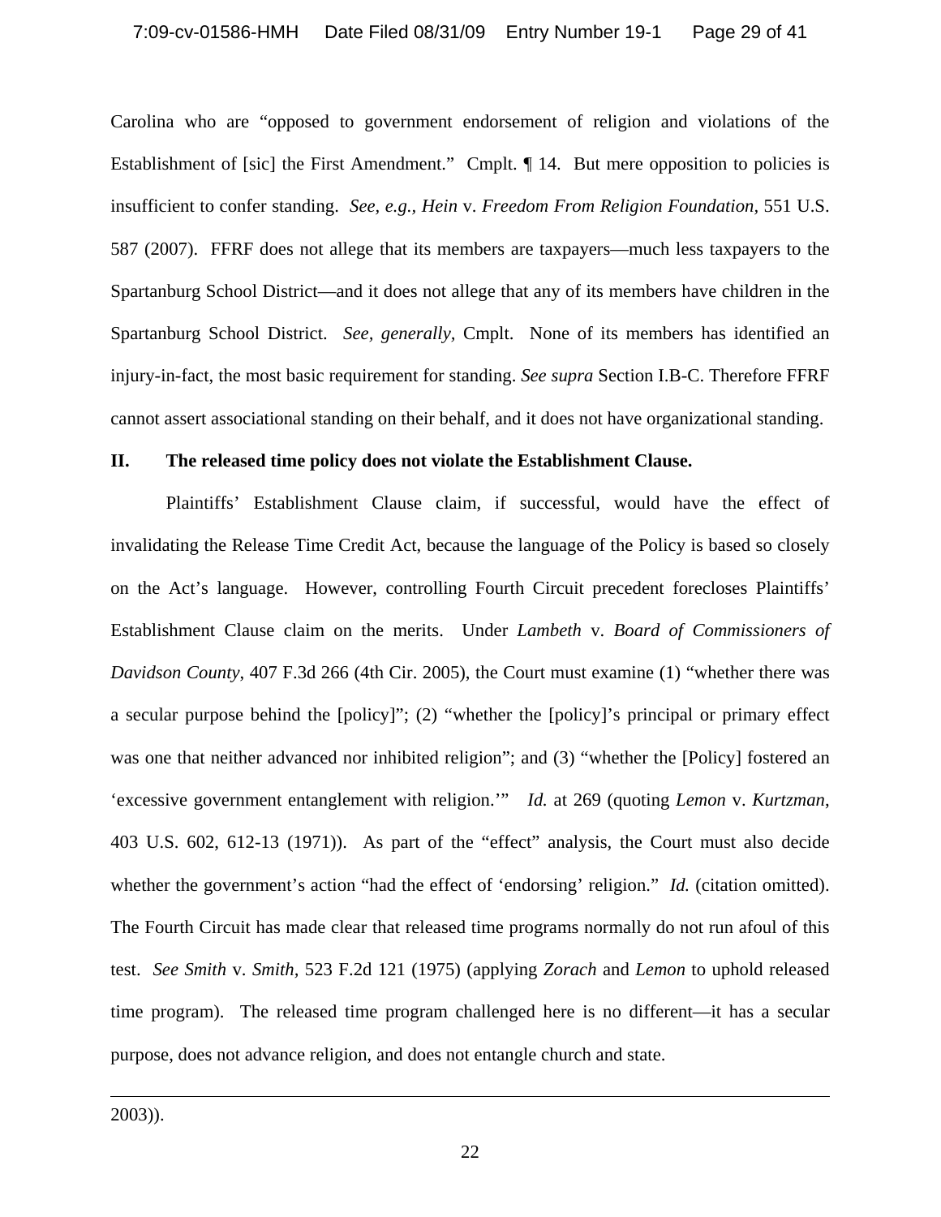Carolina who are "opposed to government endorsement of religion and violations of the Establishment of [sic] the First Amendment." Cmplt. ¶ 14. But mere opposition to policies is insufficient to confer standing. *See, e.g., Hein* v. *Freedom From Religion Foundation*, 551 U.S. 587 (2007). FFRF does not allege that its members are taxpayers—much less taxpayers to the Spartanburg School District—and it does not allege that any of its members have children in the Spartanburg School District. *See, generally*, Cmplt. None of its members has identified an injury-in-fact, the most basic requirement for standing. *See supra* Section I.B-C. Therefore FFRF cannot assert associational standing on their behalf, and it does not have organizational standing.

## II. The released time policy does not violate the Establishment Clause.

Plaintiffs' Establishment Clause claim, if successful, would have the effect of invalidating the Release Time Credit Act, because the language of the Policy is based so closely on the Act's language. However, controlling Fourth Circuit precedent forecloses Plaintiffs' Establishment Clause claim on the merits. Under *Lambeth* v. *Board of Commissioners of Davidson County*, 407 F.3d 266 (4th Cir. 2005), the Court must examine (1) "whether there was a secular purpose behind the [policy]"; (2) "whether the [policy]'s principal or primary effect was one that neither advanced nor inhibited religion"; and (3) "whether the [Policy] fostered an 'excessive government entanglement with religion.'" *Id.* at 269 (quoting *Lemon* v. *Kurtzman*, 403 U.S. 602, 612-13 (1971)). As part of the "effect" analysis, the Court must also decide whether the government's action "had the effect of 'endorsing' religion." *Id.* (citation omitted). The Fourth Circuit has made clear that released time programs normally do not run afoul of this test. *See Smith* v. *Smith*, 523 F.2d 121 (1975) (applying *Zorach* and *Lemon* to uphold released time program). The released time program challenged here is no different—it has a secular purpose, does not advance religion, and does not entangle church and state.

---

2003)).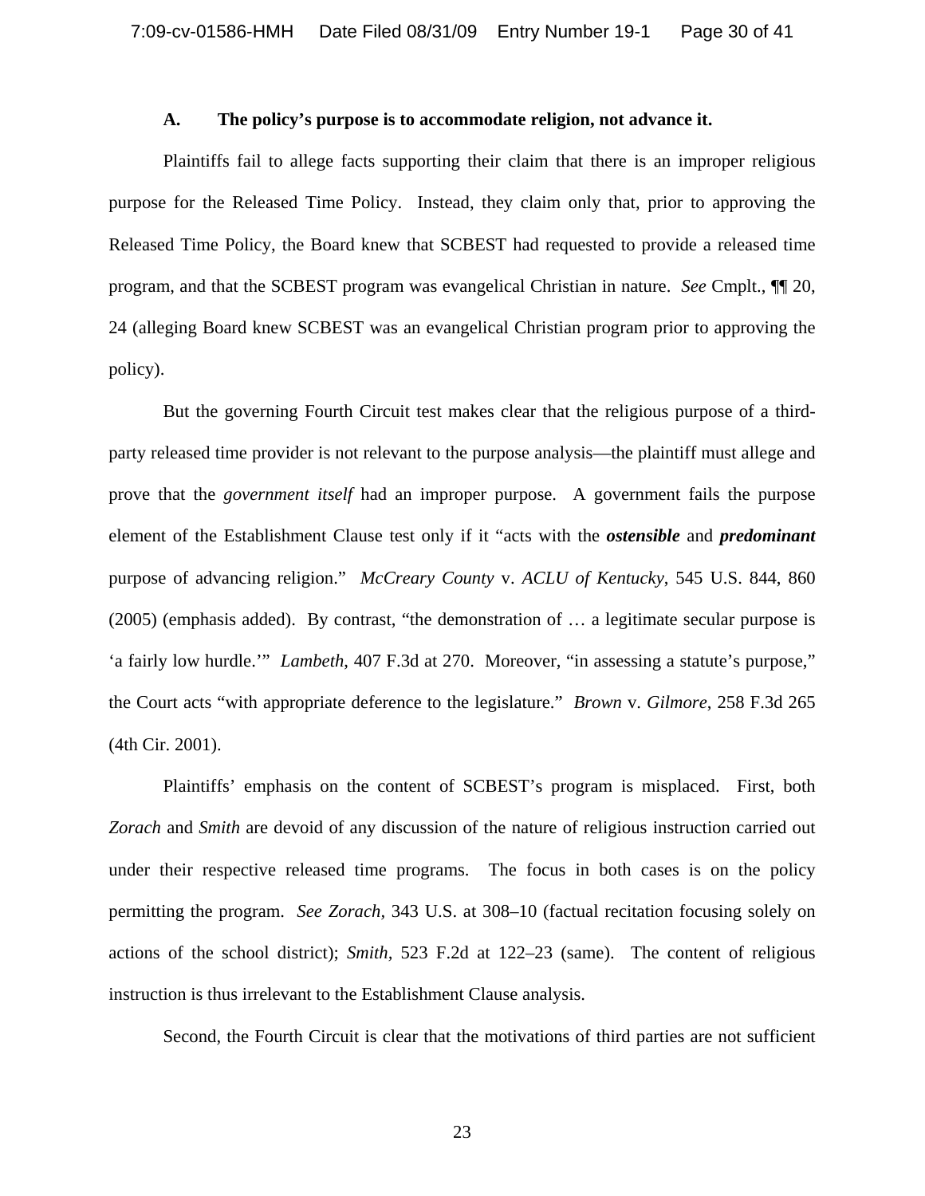### A. The policy's purpose is to accommodate religion, not advance it.

Plaintiffs fail to allege facts supporting their claim that there is an improper religious purpose for the Released Time Policy. Instead, they claim only that, prior to approving the Released Time Policy, the Board knew that SCBEST had requested to provide a released time program, and that the SCBEST program was evangelical Christian in nature. *See* Cmplt., ¶¶ 20, 24 (alleging Board knew SCBEST was an evangelical Christian program prior to approving the policy).

But the governing Fourth Circuit test makes clear that the religious purpose of a third-party released time provider is not relevant to the purpose analysis—the plaintiff must allege and prove that the *government itself* had an improper purpose. A government fails the purpose element of the Establishment Clause test only if it "acts with the ***ostensible*** and ***predominant*** purpose of advancing religion." *McCreary County* v. *ACLU of Kentucky*, 545 U.S. 844, 860 (2005) (emphasis added). By contrast, "the demonstration of … a legitimate secular purpose is 'a fairly low hurdle.'" *Lambeth*, 407 F.3d at 270. Moreover, "in assessing a statute's purpose," the Court acts "with appropriate deference to the legislature." *Brown* v. *Gilmore*, 258 F.3d 265 (4th Cir. 2001).

Plaintiffs' emphasis on the content of SCBEST's program is misplaced. First, both *Zorach* and *Smith* are devoid of any discussion of the nature of religious instruction carried out under their respective released time programs. The focus in both cases is on the policy permitting the program. *See Zorach*, 343 U.S. at 308–10 (factual recitation focusing solely on actions of the school district); *Smith*, 523 F.2d at 122–23 (same). The content of religious instruction is thus irrelevant to the Establishment Clause analysis.

Second, the Fourth Circuit is clear that the motivations of third parties are not sufficient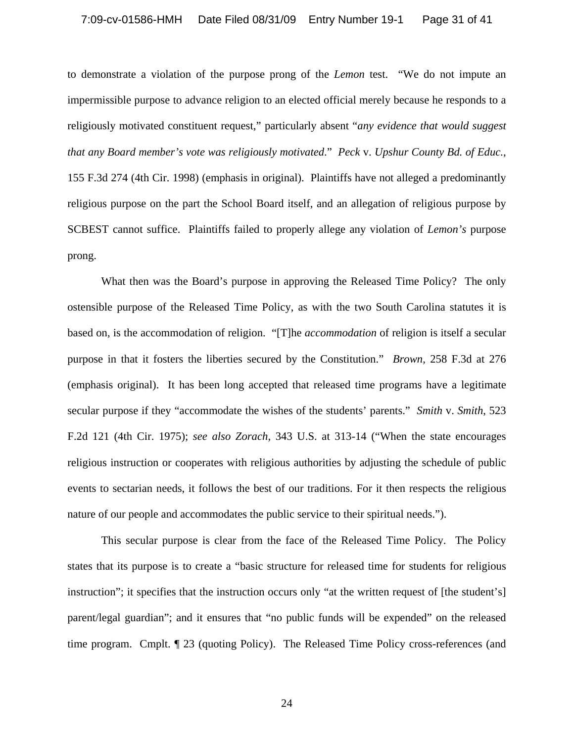to demonstrate a violation of the purpose prong of the *Lemon* test. "We do not impute an impermissible purpose to advance religion to an elected official merely because he responds to a religiously motivated constituent request," particularly absent "*any evidence that would suggest that any Board member's vote was religiously motivated*." *Peck* v. *Upshur County Bd. of Educ.*, 155 F.3d 274 (4th Cir. 1998) (emphasis in original). Plaintiffs have not alleged a predominantly religious purpose on the part the School Board itself, and an allegation of religious purpose by SCBEST cannot suffice. Plaintiffs failed to properly allege any violation of *Lemon's* purpose prong.

What then was the Board's purpose in approving the Released Time Policy? The only ostensible purpose of the Released Time Policy, as with the two South Carolina statutes it is based on, is the accommodation of religion. "[T]he *accommodation* of religion is itself a secular purpose in that it fosters the liberties secured by the Constitution." *Brown*, 258 F.3d at 276 (emphasis original). It has been long accepted that released time programs have a legitimate secular purpose if they "accommodate the wishes of the students' parents." *Smith* v. *Smith*, 523 F.2d 121 (4th Cir. 1975); *see also Zorach*, 343 U.S. at 313-14 ("When the state encourages religious instruction or cooperates with religious authorities by adjusting the schedule of public events to sectarian needs, it follows the best of our traditions. For it then respects the religious nature of our people and accommodates the public service to their spiritual needs.").

This secular purpose is clear from the face of the Released Time Policy. The Policy states that its purpose is to create a "basic structure for released time for students for religious instruction"; it specifies that the instruction occurs only "at the written request of [the student's] parent/legal guardian"; and it ensures that "no public funds will be expended" on the released time program. Cmplt. ¶ 23 (quoting Policy). The Released Time Policy cross-references (and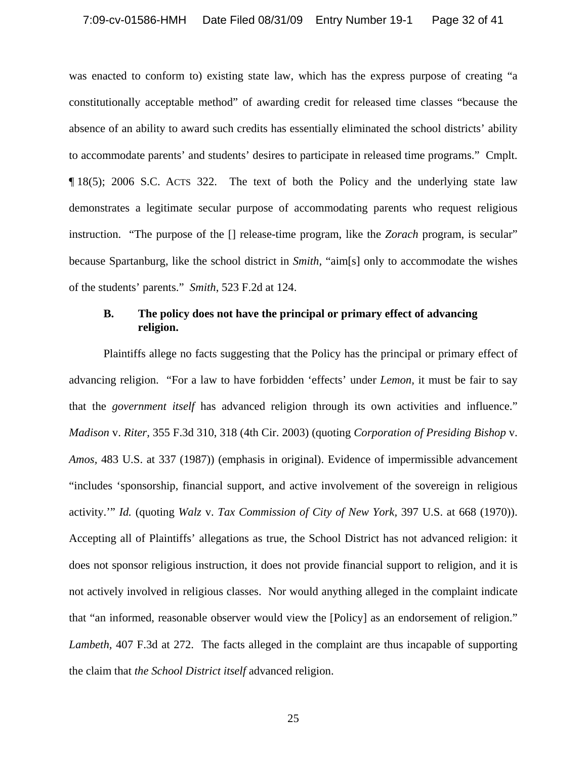was enacted to conform to) existing state law, which has the express purpose of creating "a constitutionally acceptable method" of awarding credit for released time classes "because the absence of an ability to award such credits has essentially eliminated the school districts' ability to accommodate parents' and students' desires to participate in released time programs." Cmplt. ¶ 18(5); 2006 S.C. ACTS 322. The text of both the Policy and the underlying state law demonstrates a legitimate secular purpose of accommodating parents who request religious instruction. "The purpose of the [] release-time program, like the *Zorach* program, is secular" because Spartanburg, like the school district in *Smith,* "aim[s] only to accommodate the wishes of the students' parents." *Smith*, 523 F.2d at 124.

### B. The policy does not have the principal or primary effect of advancing religion.

Plaintiffs allege no facts suggesting that the Policy has the principal or primary effect of advancing religion. "For a law to have forbidden 'effects' under *Lemon,* it must be fair to say that the *government itself* has advanced religion through its own activities and influence." *Madison* v. *Riter*, 355 F.3d 310, 318 (4th Cir. 2003) (quoting *Corporation of Presiding Bishop* v. *Amos,* 483 U.S. at 337 (1987)) (emphasis in original). Evidence of impermissible advancement "includes 'sponsorship, financial support, and active involvement of the sovereign in religious activity.'" *Id.* (quoting *Walz* v. *Tax Commission of City of New York*, 397 U.S. at 668 (1970)). Accepting all of Plaintiffs' allegations as true, the School District has not advanced religion: it does not sponsor religious instruction, it does not provide financial support to religion, and it is not actively involved in religious classes. Nor would anything alleged in the complaint indicate that "an informed, reasonable observer would view the [Policy] as an endorsement of religion." *Lambeth*, 407 F.3d at 272. The facts alleged in the complaint are thus incapable of supporting the claim that *the School District itself* advanced religion.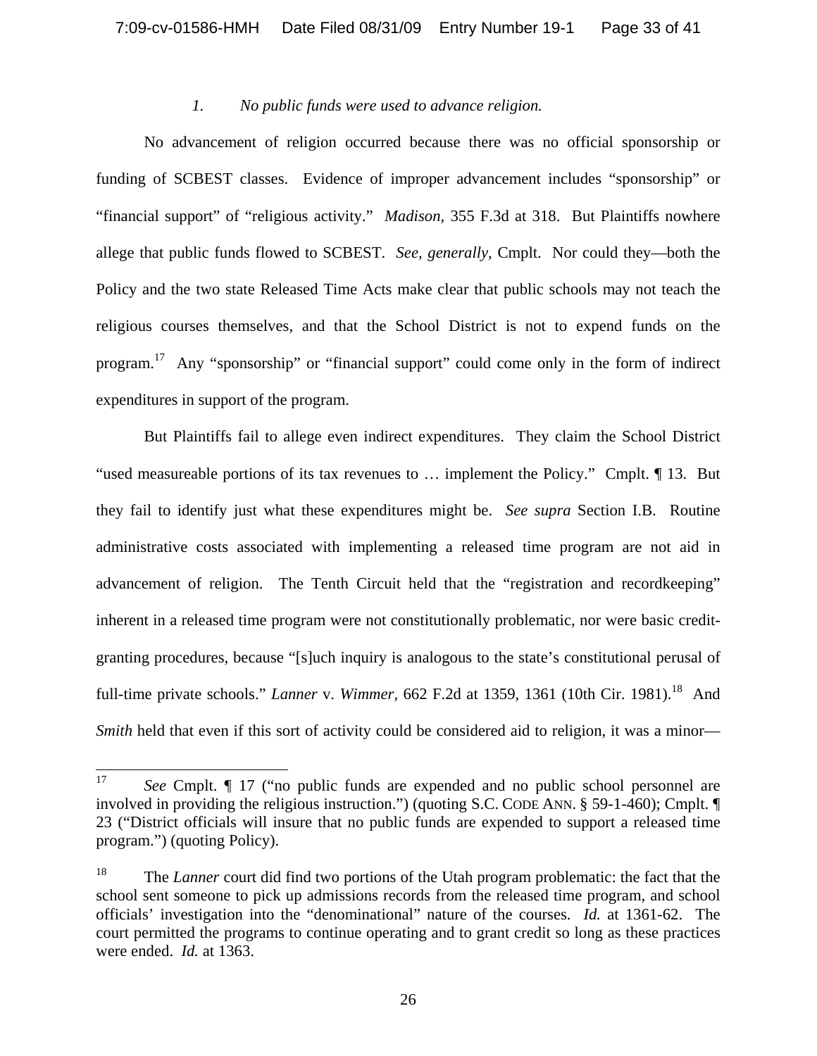#### 1. *No public funds were used to advance religion.*

No advancement of religion occurred because there was no official sponsorship or funding of SCBEST classes. Evidence of improper advancement includes "sponsorship" or "financial support" of "religious activity." *Madison*, 355 F.3d at 318. But Plaintiffs nowhere allege that public funds flowed to SCBEST. *See, generally*, Cmplt. Nor could they—both the Policy and the two state Released Time Acts make clear that public schools may not teach the religious courses themselves, and that the School District is not to expend funds on the program.[17] Any "sponsorship" or "financial support" could come only in the form of indirect expenditures in support of the program.

But Plaintiffs fail to allege even indirect expenditures. They claim the School District "used measureable portions of its tax revenues to … implement the Policy." Cmplt. ¶ 13. But they fail to identify just what these expenditures might be. *See supra* Section I.B. Routine administrative costs associated with implementing a released time program are not aid in advancement of religion. The Tenth Circuit held that the "registration and recordkeeping" inherent in a released time program were not constitutionally problematic, nor were basic credit-granting procedures, because "[s]uch inquiry is analogous to the state's constitutional perusal of full-time private schools." *Lanner* v. *Wimmer*, 662 F.2d at 1359, 1361 (10th Cir. 1981).[18] And *Smith* held that even if this sort of activity could be considered aid to religion, it was a minor—

---

[17] *See* Cmplt. ¶ 17 ("no public funds are expended and no public school personnel are involved in providing the religious instruction.") (quoting S.C. CODE ANN. § 59-1-460); Cmplt. ¶ 23 ("District officials will insure that no public funds are expended to support a released time program.") (quoting Policy).

[18] The *Lanner* court did find two portions of the Utah program problematic: the fact that the school sent someone to pick up admissions records from the released time program, and school officials' investigation into the "denominational" nature of the courses. *Id.* at 1361-62. The court permitted the programs to continue operating and to grant credit so long as these practices were ended. *Id.* at 1363.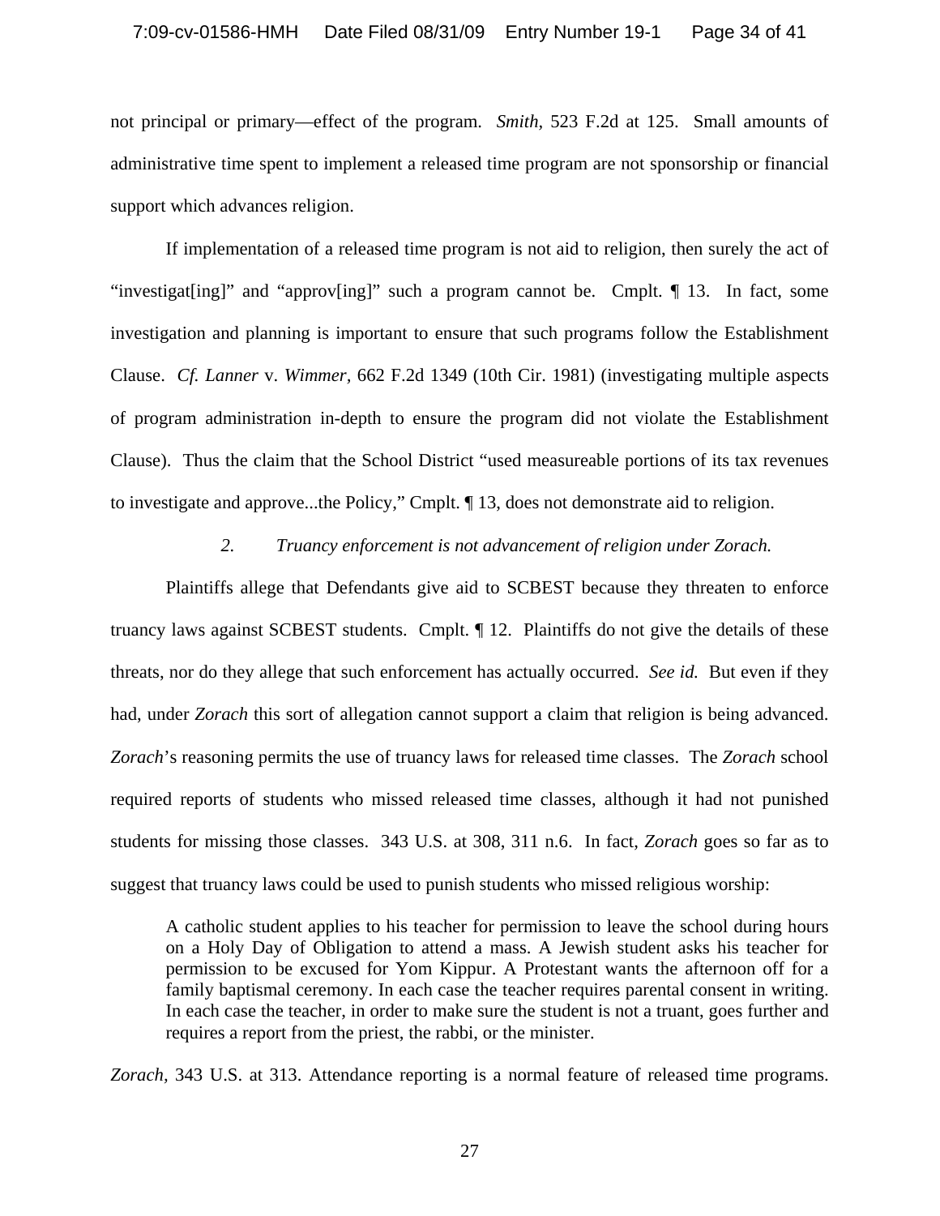not principal or primary—effect of the program. *Smith*, 523 F.2d at 125. Small amounts of administrative time spent to implement a released time program are not sponsorship or financial support which advances religion.

If implementation of a released time program is not aid to religion, then surely the act of "investigat[ing]" and "approv[ing]" such a program cannot be. Cmplt. ¶ 13. In fact, some investigation and planning is important to ensure that such programs follow the Establishment Clause. *Cf. Lanner* v. *Wimmer*, 662 F.2d 1349 (10th Cir. 1981) (investigating multiple aspects of program administration in-depth to ensure the program did not violate the Establishment Clause). Thus the claim that the School District "used measureable portions of its tax revenues to investigate and approve...the Policy," Cmplt. ¶ 13, does not demonstrate aid to religion.

*2. Truancy enforcement is not advancement of religion under Zorach.*

Plaintiffs allege that Defendants give aid to SCBEST because they threaten to enforce truancy laws against SCBEST students. Cmplt. ¶ 12. Plaintiffs do not give the details of these threats, nor do they allege that such enforcement has actually occurred. *See id.* But even if they had, under *Zorach* this sort of allegation cannot support a claim that religion is being advanced. *Zorach*'s reasoning permits the use of truancy laws for released time classes. The *Zorach* school required reports of students who missed released time classes, although it had not punished students for missing those classes. 343 U.S. at 308, 311 n.6. In fact, *Zorach* goes so far as to suggest that truancy laws could be used to punish students who missed religious worship:

> A catholic student applies to his teacher for permission to leave the school during hours on a Holy Day of Obligation to attend a mass. A Jewish student asks his teacher for permission to be excused for Yom Kippur. A Protestant wants the afternoon off for a family baptismal ceremony. In each case the teacher requires parental consent in writing. In each case the teacher, in order to make sure the student is not a truant, goes further and requires a report from the priest, the rabbi, or the minister.

*Zorach*, 343 U.S. at 313. Attendance reporting is a normal feature of released time programs.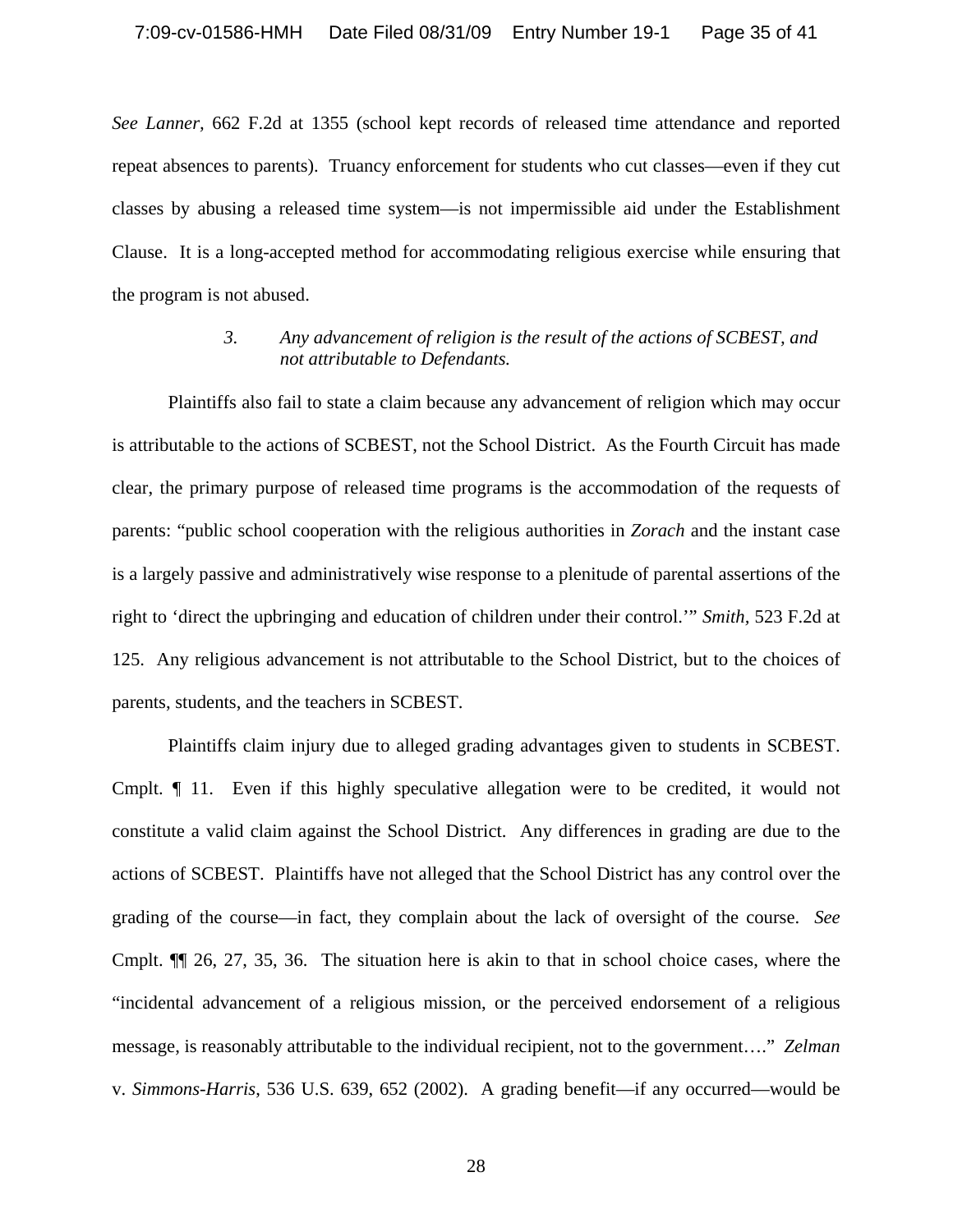*See Lanner,* 662 F.2d at 1355 (school kept records of released time attendance and reported repeat absences to parents). Truancy enforcement for students who cut classes—even if they cut classes by abusing a released time system—is not impermissible aid under the Establishment Clause. It is a long-accepted method for accommodating religious exercise while ensuring that the program is not abused.

*3. Any advancement of religion is the result of the actions of SCBEST, and not attributable to Defendants.*

Plaintiffs also fail to state a claim because any advancement of religion which may occur is attributable to the actions of SCBEST, not the School District. As the Fourth Circuit has made clear, the primary purpose of released time programs is the accommodation of the requests of parents: "public school cooperation with the religious authorities in *Zorach* and the instant case is a largely passive and administratively wise response to a plenitude of parental assertions of the right to 'direct the upbringing and education of children under their control.'" *Smith*, 523 F.2d at 125. Any religious advancement is not attributable to the School District, but to the choices of parents, students, and the teachers in SCBEST.

Plaintiffs claim injury due to alleged grading advantages given to students in SCBEST. Cmplt. ¶ 11. Even if this highly speculative allegation were to be credited, it would not constitute a valid claim against the School District. Any differences in grading are due to the actions of SCBEST. Plaintiffs have not alleged that the School District has any control over the grading of the course—in fact, they complain about the lack of oversight of the course. *See* Cmplt. ¶¶ 26, 27, 35, 36. The situation here is akin to that in school choice cases, where the "incidental advancement of a religious mission, or the perceived endorsement of a religious message, is reasonably attributable to the individual recipient, not to the government…." *Zelman* v. *Simmons-Harris*, 536 U.S. 639, 652 (2002). A grading benefit—if any occurred—would be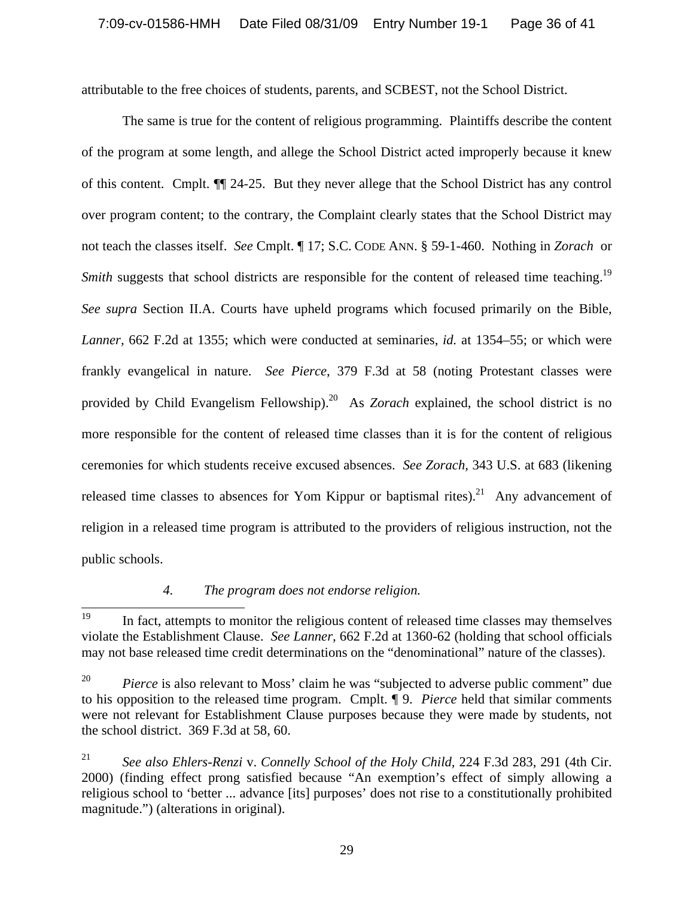attributable to the free choices of students, parents, and SCBEST, not the School District.

The same is true for the content of religious programming. Plaintiffs describe the content of the program at some length, and allege the School District acted improperly because it knew of this content. Cmplt. ¶¶ 24-25. But they never allege that the School District has any control over program content; to the contrary, the Complaint clearly states that the School District may not teach the classes itself. *See* Cmplt. ¶ 17; S.C. CODE ANN. § 59-1-460. Nothing in *Zorach* or *Smith* suggests that school districts are responsible for the content of released time teaching.[19] *See supra* Section II.A. Courts have upheld programs which focused primarily on the Bible, *Lanner*, 662 F.2d at 1355; which were conducted at seminaries, *id.* at 1354–55; or which were frankly evangelical in nature. *See Pierce*, 379 F.3d at 58 (noting Protestant classes were provided by Child Evangelism Fellowship).[20] As *Zorach* explained, the school district is no more responsible for the content of released time classes than it is for the content of religious ceremonies for which students receive excused absences. *See Zorach,* 343 U.S. at 683 (likening released time classes to absences for Yom Kippur or baptismal rites).[21] Any advancement of religion in a released time program is attributed to the providers of religious instruction, not the public schools.

*4. The program does not endorse religion.*

---

[19] In fact, attempts to monitor the religious content of released time classes may themselves violate the Establishment Clause. *See Lanner,* 662 F.2d at 1360-62 (holding that school officials may not base released time credit determinations on the "denominational" nature of the classes).

[20] *Pierce* is also relevant to Moss' claim he was "subjected to adverse public comment" due to his opposition to the released time program. Cmplt. ¶ 9. *Pierce* held that similar comments were not relevant for Establishment Clause purposes because they were made by students, not the school district. 369 F.3d at 58, 60.

[21] *See also Ehlers-Renzi* v. *Connelly School of the Holy Child,* 224 F.3d 283, 291 (4th Cir. 2000) (finding effect prong satisfied because "An exemption's effect of simply allowing a religious school to 'better ... advance [its] purposes' does not rise to a constitutionally prohibited magnitude.") (alterations in original).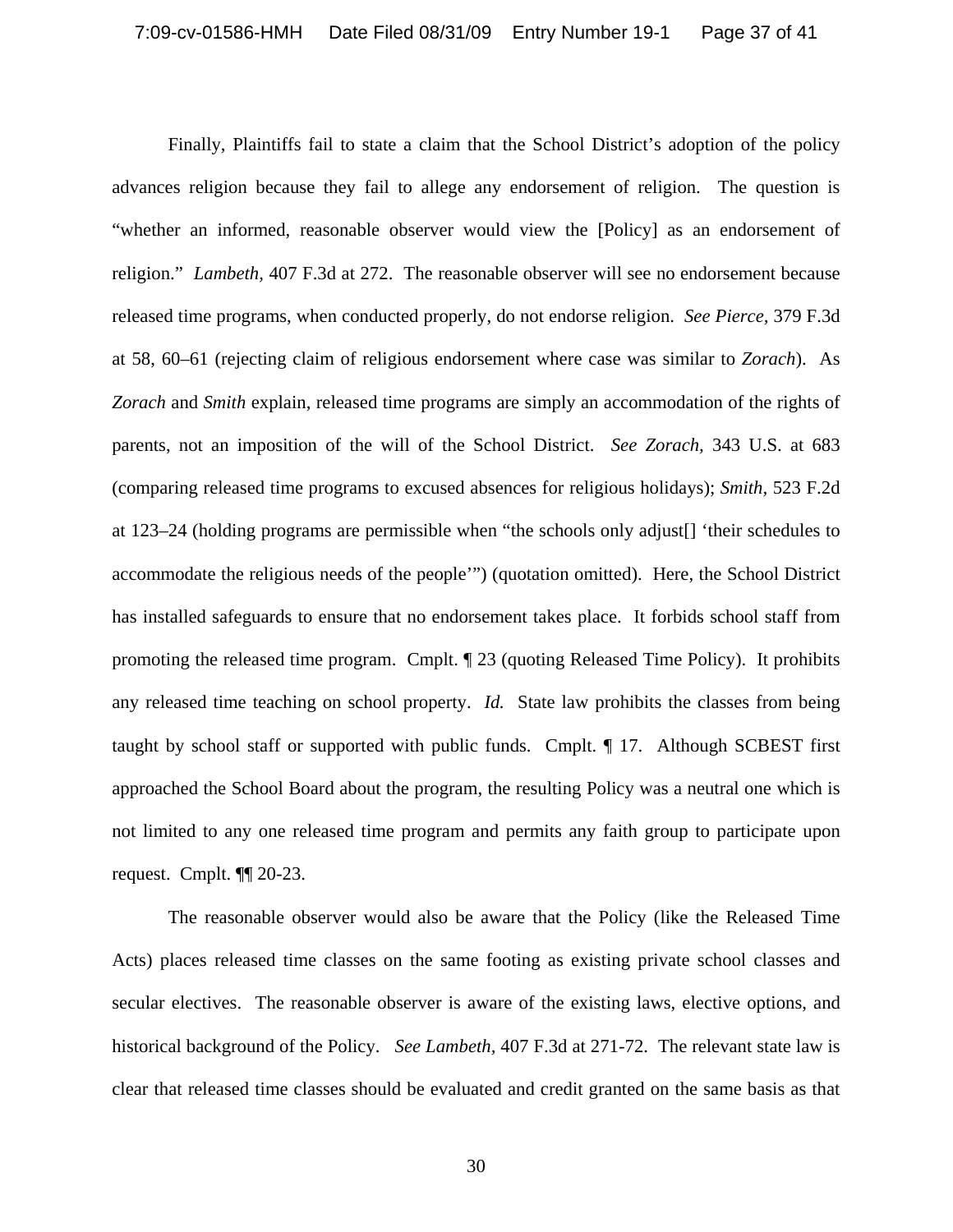Finally, Plaintiffs fail to state a claim that the School District's adoption of the policy advances religion because they fail to allege any endorsement of religion. The question is "whether an informed, reasonable observer would view the [Policy] as an endorsement of religion." *Lambeth,* 407 F.3d at 272. The reasonable observer will see no endorsement because released time programs, when conducted properly, do not endorse religion. *See Pierce*, 379 F.3d at 58, 60–61 (rejecting claim of religious endorsement where case was similar to *Zorach*). As *Zorach* and *Smith* explain, released time programs are simply an accommodation of the rights of parents, not an imposition of the will of the School District. *See Zorach,* 343 U.S. at 683 (comparing released time programs to excused absences for religious holidays); *Smith,* 523 F.2d at 123–24 (holding programs are permissible when "the schools only adjust[] 'their schedules to accommodate the religious needs of the people'") (quotation omitted). Here, the School District has installed safeguards to ensure that no endorsement takes place. It forbids school staff from promoting the released time program. Cmplt. ¶ 23 (quoting Released Time Policy). It prohibits any released time teaching on school property. *Id.* State law prohibits the classes from being taught by school staff or supported with public funds. Cmplt. ¶ 17. Although SCBEST first approached the School Board about the program, the resulting Policy was a neutral one which is not limited to any one released time program and permits any faith group to participate upon request. Cmplt. ¶¶ 20-23.

The reasonable observer would also be aware that the Policy (like the Released Time Acts) places released time classes on the same footing as existing private school classes and secular electives. The reasonable observer is aware of the existing laws, elective options, and historical background of the Policy. *See Lambeth,* 407 F.3d at 271-72. The relevant state law is clear that released time classes should be evaluated and credit granted on the same basis as that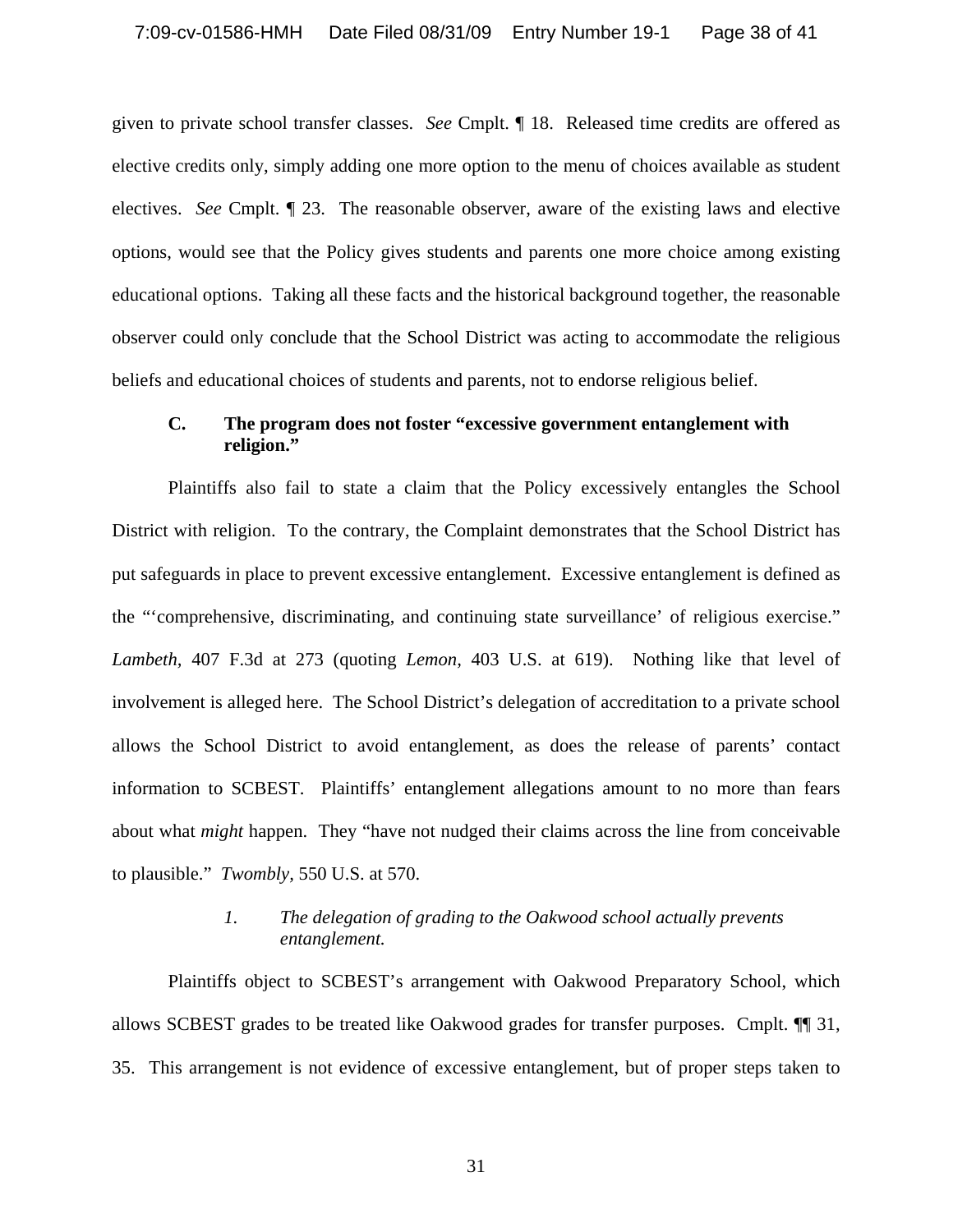given to private school transfer classes. *See* Cmplt. ¶ 18. Released time credits are offered as elective credits only, simply adding one more option to the menu of choices available as student electives. *See* Cmplt. ¶ 23. The reasonable observer, aware of the existing laws and elective options, would see that the Policy gives students and parents one more choice among existing educational options. Taking all these facts and the historical background together, the reasonable observer could only conclude that the School District was acting to accommodate the religious beliefs and educational choices of students and parents, not to endorse religious belief.

### C. The program does not foster "excessive government entanglement with religion."

Plaintiffs also fail to state a claim that the Policy excessively entangles the School District with religion. To the contrary, the Complaint demonstrates that the School District has put safeguards in place to prevent excessive entanglement. Excessive entanglement is defined as the "'comprehensive, discriminating, and continuing state surveillance' of religious exercise." *Lambeth*, 407 F.3d at 273 (quoting *Lemon*, 403 U.S. at 619). Nothing like that level of involvement is alleged here. The School District's delegation of accreditation to a private school allows the School District to avoid entanglement, as does the release of parents' contact information to SCBEST. Plaintiffs' entanglement allegations amount to no more than fears about what *might* happen. They "have not nudged their claims across the line from conceivable to plausible." *Twombly*, 550 U.S. at 570.

#### *1. The delegation of grading to the Oakwood school actually prevents entanglement.*

Plaintiffs object to SCBEST's arrangement with Oakwood Preparatory School, which allows SCBEST grades to be treated like Oakwood grades for transfer purposes. Cmplt. ¶¶ 31, 35. This arrangement is not evidence of excessive entanglement, but of proper steps taken to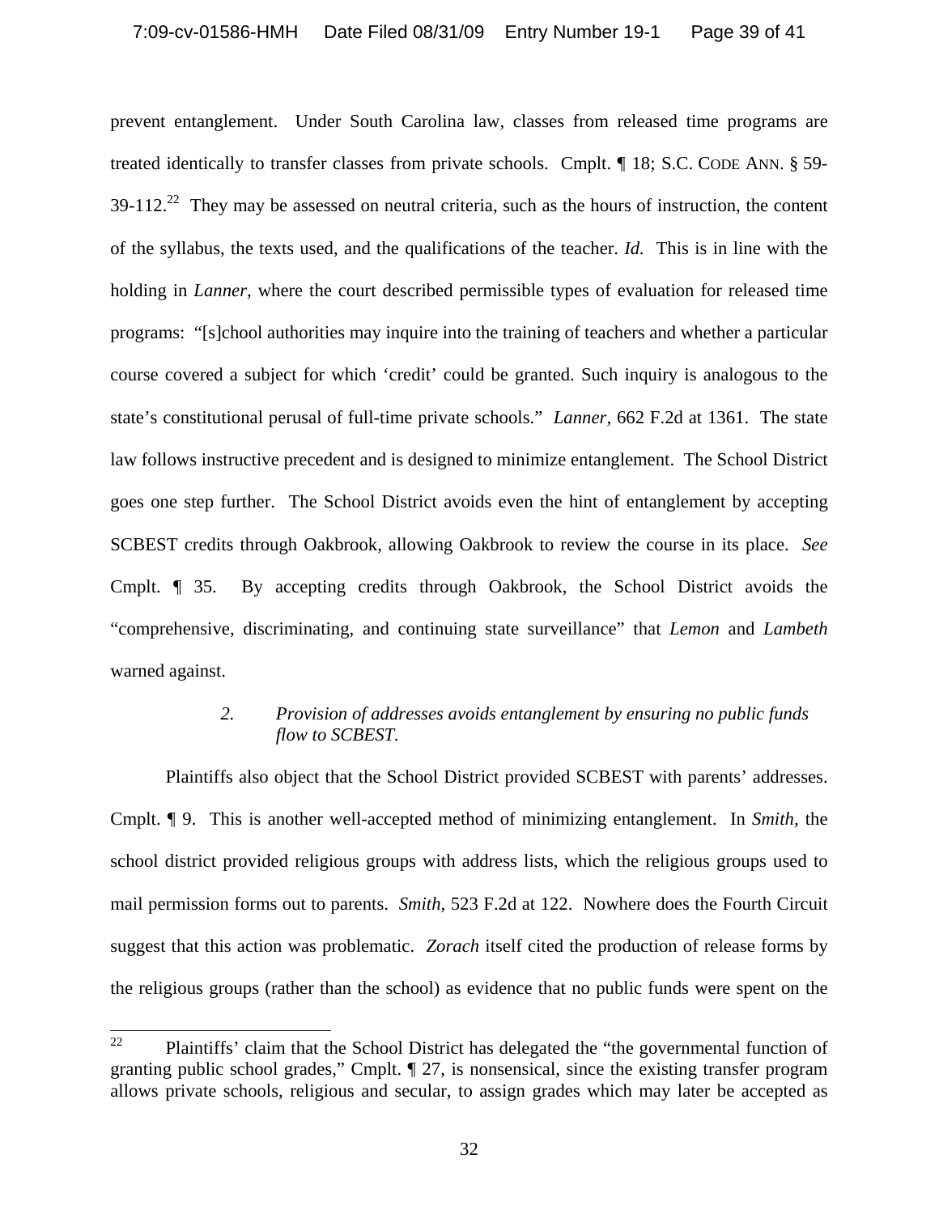prevent entanglement. Under South Carolina law, classes from released time programs are treated identically to transfer classes from private schools. Cmplt. ¶ 18; S.C. CODE ANN. § 59-39-112.[22] They may be assessed on neutral criteria, such as the hours of instruction, the content of the syllabus, the texts used, and the qualifications of the teacher. *Id.* This is in line with the holding in *Lanner,* where the court described permissible types of evaluation for released time programs: "[s]chool authorities may inquire into the training of teachers and whether a particular course covered a subject for which 'credit' could be granted. Such inquiry is analogous to the state's constitutional perusal of full-time private schools." *Lanner,* 662 F.2d at 1361. The state law follows instructive precedent and is designed to minimize entanglement. The School District goes one step further. The School District avoids even the hint of entanglement by accepting SCBEST credits through Oakbrook, allowing Oakbrook to review the course in its place. *See* Cmplt. ¶ 35. By accepting credits through Oakbrook, the School District avoids the "comprehensive, discriminating, and continuing state surveillance" that *Lemon* and *Lambeth* warned against.

*2. Provision of addresses avoids entanglement by ensuring no public funds flow to SCBEST.*

Plaintiffs also object that the School District provided SCBEST with parents' addresses. Cmplt. ¶ 9. This is another well-accepted method of minimizing entanglement. In *Smith*, the school district provided religious groups with address lists, which the religious groups used to mail permission forms out to parents. *Smith,* 523 F.2d at 122. Nowhere does the Fourth Circuit suggest that this action was problematic. *Zorach* itself cited the production of release forms by the religious groups (rather than the school) as evidence that no public funds were spent on the

[22] Plaintiffs' claim that the School District has delegated the "the governmental function of granting public school grades," Cmplt. ¶ 27, is nonsensical, since the existing transfer program allows private schools, religious and secular, to assign grades which may later be accepted as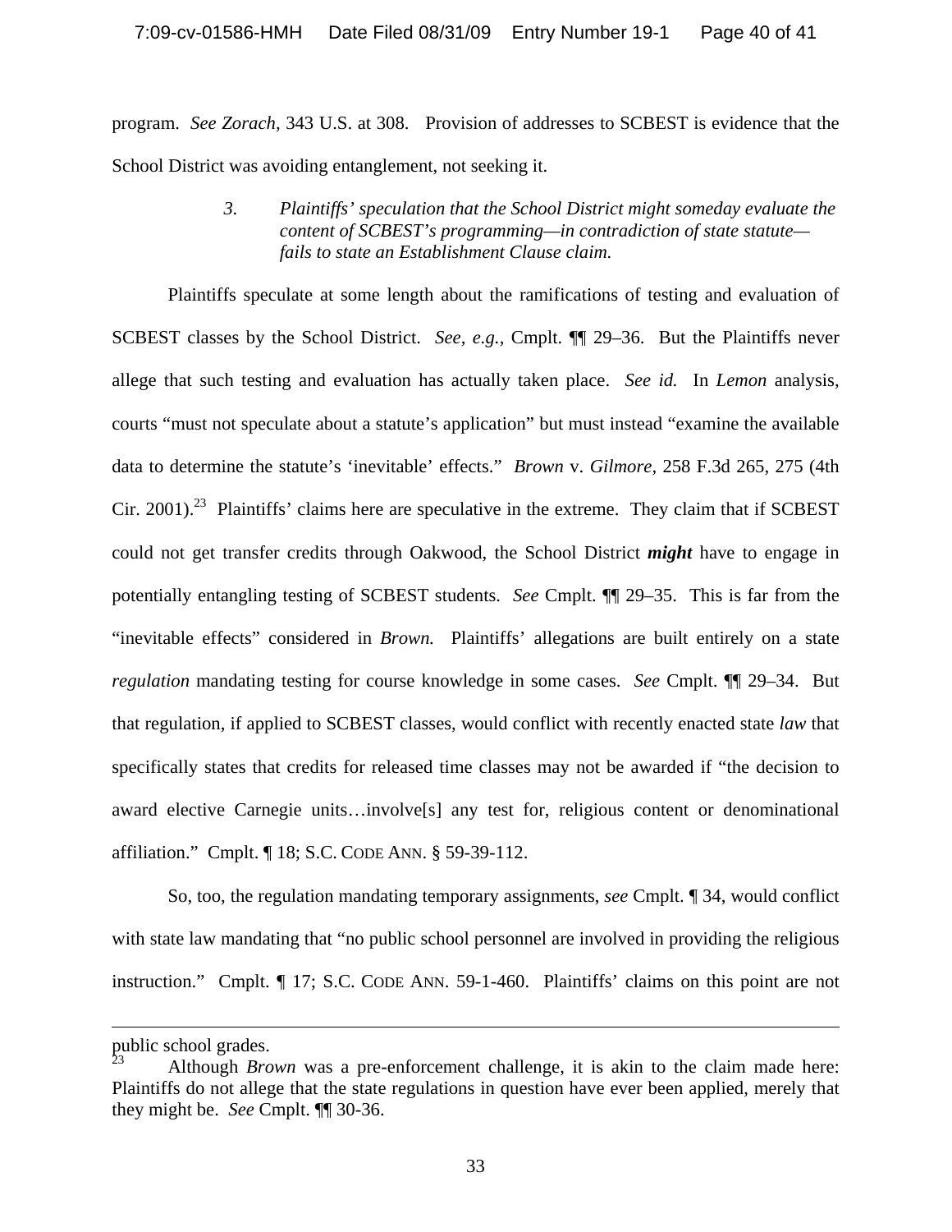program. *See Zorach*, 343 U.S. at 308. Provision of addresses to SCBEST is evidence that the School District was avoiding entanglement, not seeking it.

*3. Plaintiffs' speculation that the School District might someday evaluate the content of SCBEST's programming—in contradiction of state statute—fails to state an Establishment Clause claim.*

Plaintiffs speculate at some length about the ramifications of testing and evaluation of SCBEST classes by the School District. *See, e.g.*, Cmplt. ¶¶ 29–36. But the Plaintiffs never allege that such testing and evaluation has actually taken place. *See id.* In *Lemon* analysis, courts "must not speculate about a statute's application" but must instead "examine the available data to determine the statute's 'inevitable' effects." *Brown* v. *Gilmore*, 258 F.3d 265, 275 (4th Cir. 2001).[23] Plaintiffs' claims here are speculative in the extreme. They claim that if SCBEST could not get transfer credits through Oakwood, the School District ***might*** have to engage in potentially entangling testing of SCBEST students. *See* Cmplt. ¶¶ 29–35. This is far from the "inevitable effects" considered in *Brown.* Plaintiffs' allegations are built entirely on a state *regulation* mandating testing for course knowledge in some cases. *See* Cmplt. ¶¶ 29–34. But that regulation, if applied to SCBEST classes, would conflict with recently enacted state *law* that specifically states that credits for released time classes may not be awarded if "the decision to award elective Carnegie units…involve[s] any test for, religious content or denominational affiliation." Cmplt. ¶ 18; S.C. CODE ANN. § 59-39-112.

So, too, the regulation mandating temporary assignments, *see* Cmplt. ¶ 34, would conflict with state law mandating that "no public school personnel are involved in providing the religious instruction." Cmplt. ¶ 17; S.C. CODE ANN. 59-1-460. Plaintiffs' claims on this point are not

---

public school grades.

[23] Although *Brown* was a pre-enforcement challenge, it is akin to the claim made here: Plaintiffs do not allege that the state regulations in question have ever been applied, merely that they might be. *See* Cmplt. ¶¶ 30-36.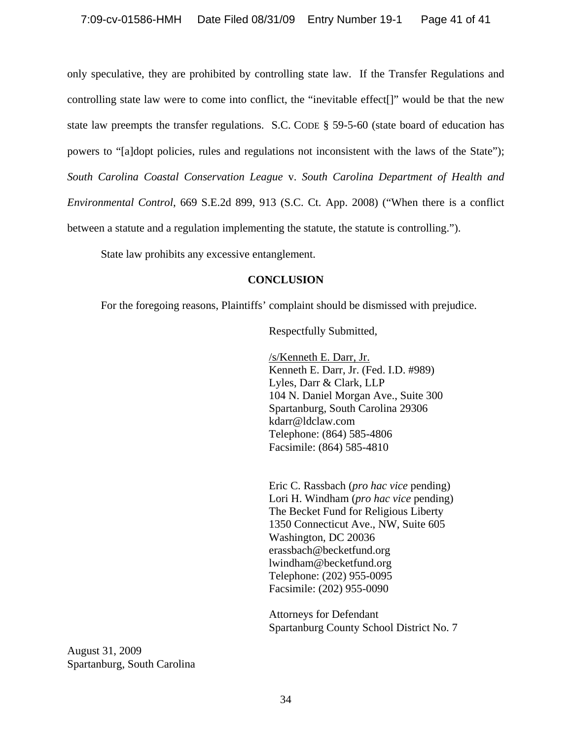only speculative, they are prohibited by controlling state law. If the Transfer Regulations and controlling state law were to come into conflict, the "inevitable effect[]" would be that the new state law preempts the transfer regulations. S.C. CODE § 59-5-60 (state board of education has powers to "[a]dopt policies, rules and regulations not inconsistent with the laws of the State"); *South Carolina Coastal Conservation League* v. *South Carolina Department of Health and Environmental Control*, 669 S.E.2d 899, 913 (S.C. Ct. App. 2008) ("When there is a conflict between a statute and a regulation implementing the statute, the statute is controlling.").

State law prohibits any excessive entanglement.

**CONCLUSION**

For the foregoing reasons, Plaintiffs' complaint should be dismissed with prejudice.

Respectfully Submitted,

/s/Kenneth E. Darr, Jr.
Kenneth E. Darr, Jr. (Fed. I.D. #989)
Lyles, Darr & Clark, LLP
104 N. Daniel Morgan Ave., Suite 300
Spartanburg, South Carolina 29306
kdarr@ldclaw.com
Telephone: (864) 585-4806
Facsimile: (864) 585-4810

Eric C. Rassbach (*pro hac vice* pending)
Lori H. Windham (*pro hac vice* pending)
The Becket Fund for Religious Liberty
1350 Connecticut Ave., NW, Suite 605
Washington, DC 20036
erassbach@becketfund.org
lwindham@becketfund.org
Telephone: (202) 955-0095
Facsimile: (202) 955-0090

Attorneys for Defendant
Spartanburg County School District No. 7

August 31, 2009
Spartanburg, South Carolina